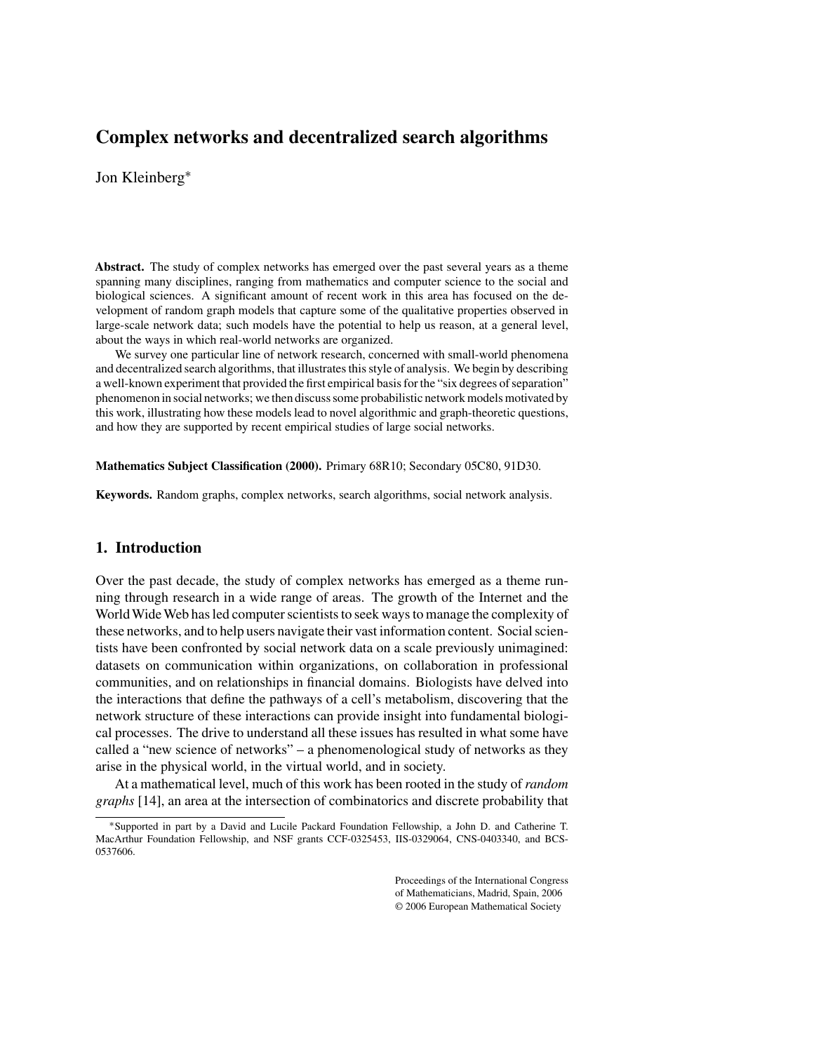# Complex networks and decentralized search algorithms

Jon Kleinberg*

**Abstract.** The study of complex networks has emerged over the past several years as a theme spanning many disciplines, ranging from mathematics and computer science to the social and biological sciences. A significant amount of recent work in this area has focused on the development of random graph models that capture some of the qualitative properties observed in large-scale network data; such models have the potential to help us reason, at a general level, about the ways in which real-world networks are organized.

We survey one particular line of network research, concerned with small-world phenomena and decentralized search algorithms, that illustrates this style of analysis. We begin by describing a well-known experiment that provided the first empirical basis for the "six degrees of separation" phenomenon in social networks; we then discuss some probabilistic network models motivated by this work, illustrating how these models lead to novel algorithmic and graph-theoretic questions, and how they are supported by recent empirical studies of large social networks.

**Mathematics Subject Classification (2000).** Primary 68R10; Secondary 05C80, 91D30.

**Keywords.** Random graphs, complex networks, search algorithms, social network analysis.

## 1. Introduction

Over the past decade, the study of complex networks has emerged as a theme running through research in a wide range of areas. The growth of the Internet and the World Wide Web has led computer scientists to seek ways to manage the complexity of these networks, and to help users navigate their vast information content. Social scientists have been confronted by social network data on a scale previously unimagined: datasets on communication within organizations, on collaboration in professional communities, and on relationships in financial domains. Biologists have delved into the interactions that define the pathways of a cell's metabolism, discovering that the network structure of these interactions can provide insight into fundamental biological processes. The drive to understand all these issues has resulted in what some have called a "new science of networks" – a phenomenological study of networks as they arise in the physical world, in the virtual world, and in society.

At a mathematical level, much of this work has been rooted in the study of *random graphs* [14], an area at the intersection of combinatorics and discrete probability that

*Supported in part by a David and Lucile Packard Foundation Fellowship, a John D. and Catherine T. MacArthur Foundation Fellowship, and NSF grants CCF-0325453, IIS-0329064, CNS-0403340, and BCS-0537606.

Proceedings of the International Congress of Mathematicians, Madrid, Spain, 2006
© 2006 European Mathematical Society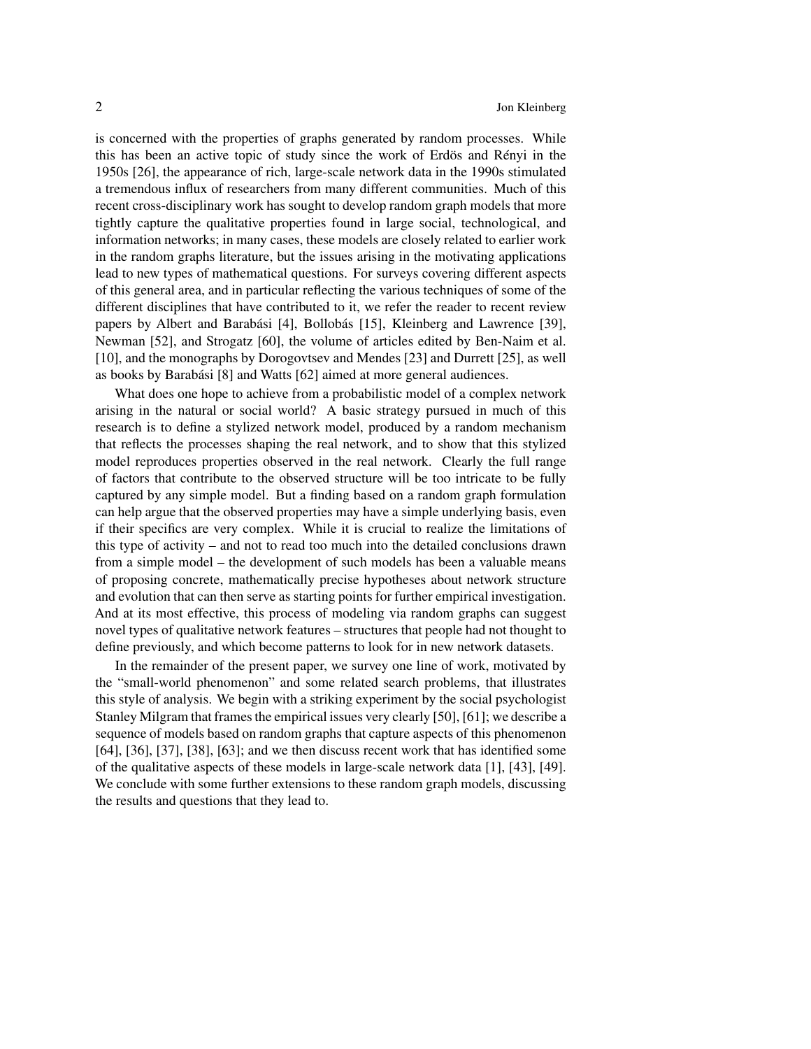is concerned with the properties of graphs generated by random processes. While this has been an active topic of study since the work of Erdös and Rényi in the 1950s [26], the appearance of rich, large-scale network data in the 1990s stimulated a tremendous influx of researchers from many different communities. Much of this recent cross-disciplinary work has sought to develop random graph models that more tightly capture the qualitative properties found in large social, technological, and information networks; in many cases, these models are closely related to earlier work in the random graphs literature, but the issues arising in the motivating applications lead to new types of mathematical questions. For surveys covering different aspects of this general area, and in particular reflecting the various techniques of some of the different disciplines that have contributed to it, we refer the reader to recent review papers by Albert and Barabási [4], Bollobás [15], Kleinberg and Lawrence [39], Newman [52], and Strogatz [60], the volume of articles edited by Ben-Naim et al. [10], and the monographs by Dorogovtsev and Mendes [23] and Durrett [25], as well as books by Barabási [8] and Watts [62] aimed at more general audiences.

What does one hope to achieve from a probabilistic model of a complex network arising in the natural or social world? A basic strategy pursued in much of this research is to define a stylized network model, produced by a random mechanism that reflects the processes shaping the real network, and to show that this stylized model reproduces properties observed in the real network. Clearly the full range of factors that contribute to the observed structure will be too intricate to be fully captured by any simple model. But a finding based on a random graph formulation can help argue that the observed properties may have a simple underlying basis, even if their specifics are very complex. While it is crucial to realize the limitations of this type of activity – and not to read too much into the detailed conclusions drawn from a simple model – the development of such models has been a valuable means of proposing concrete, mathematically precise hypotheses about network structure and evolution that can then serve as starting points for further empirical investigation. And at its most effective, this process of modeling via random graphs can suggest novel types of qualitative network features – structures that people had not thought to define previously, and which become patterns to look for in new network datasets.

In the remainder of the present paper, we survey one line of work, motivated by the "small-world phenomenon" and some related search problems, that illustrates this style of analysis. We begin with a striking experiment by the social psychologist Stanley Milgram that frames the empirical issues very clearly [50], [61]; we describe a sequence of models based on random graphs that capture aspects of this phenomenon [64], [36], [37], [38], [63]; and we then discuss recent work that has identified some of the qualitative aspects of these models in large-scale network data [1], [43], [49]. We conclude with some further extensions to these random graph models, discussing the results and questions that they lead to.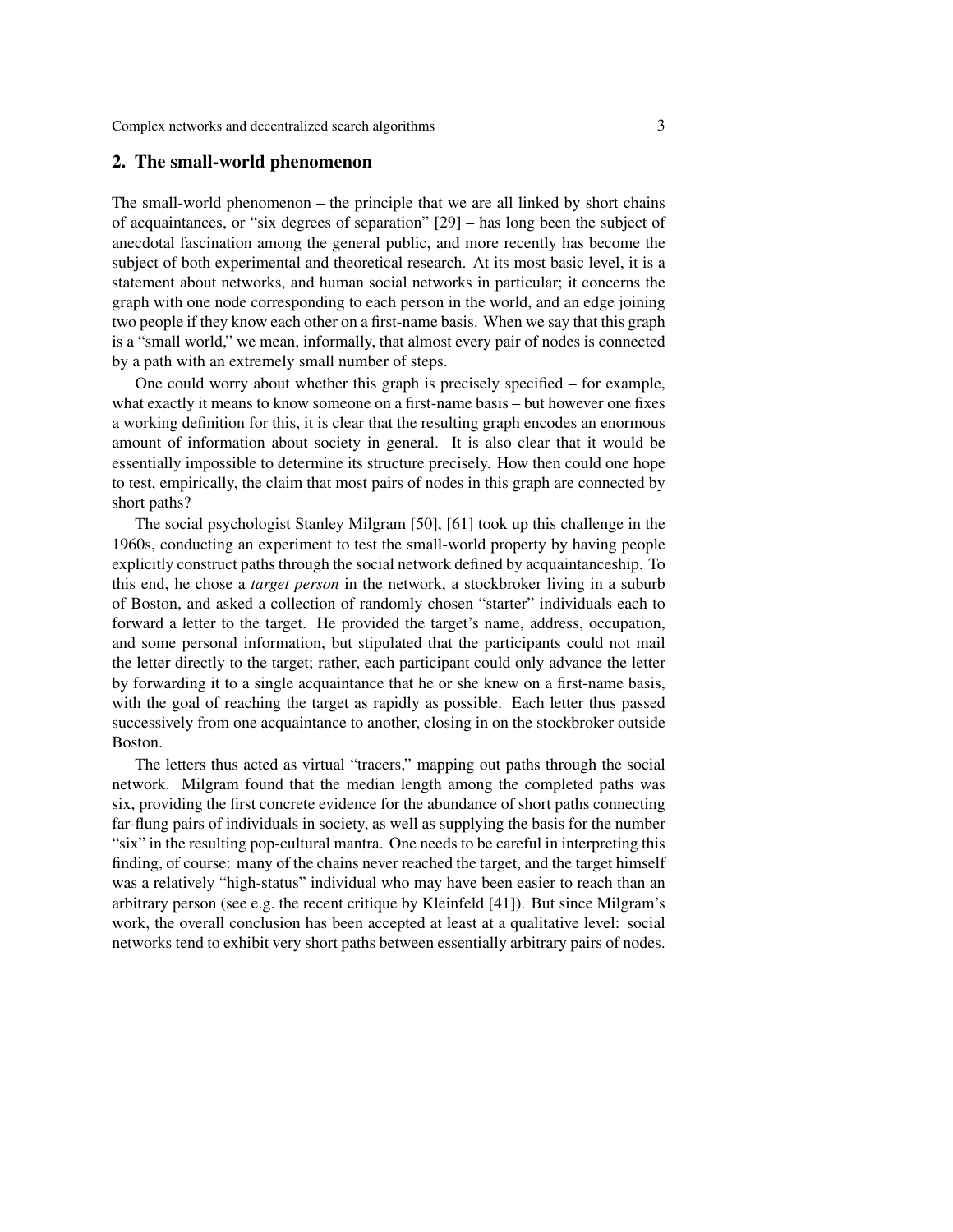## 2. The small-world phenomenon

The small-world phenomenon – the principle that we are all linked by short chains of acquaintances, or "six degrees of separation" [29] – has long been the subject of anecdotal fascination among the general public, and more recently has become the subject of both experimental and theoretical research. At its most basic level, it is a statement about networks, and human social networks in particular; it concerns the graph with one node corresponding to each person in the world, and an edge joining two people if they know each other on a first-name basis. When we say that this graph is a "small world," we mean, informally, that almost every pair of nodes is connected by a path with an extremely small number of steps.

One could worry about whether this graph is precisely specified – for example, what exactly it means to know someone on a first-name basis – but however one fixes a working definition for this, it is clear that the resulting graph encodes an enormous amount of information about society in general. It is also clear that it would be essentially impossible to determine its structure precisely. How then could one hope to test, empirically, the claim that most pairs of nodes in this graph are connected by short paths?

The social psychologist Stanley Milgram [50], [61] took up this challenge in the 1960s, conducting an experiment to test the small-world property by having people explicitly construct paths through the social network defined by acquaintanceship. To this end, he chose a *target person* in the network, a stockbroker living in a suburb of Boston, and asked a collection of randomly chosen "starter" individuals each to forward a letter to the target. He provided the target's name, address, occupation, and some personal information, but stipulated that the participants could not mail the letter directly to the target; rather, each participant could only advance the letter by forwarding it to a single acquaintance that he or she knew on a first-name basis, with the goal of reaching the target as rapidly as possible. Each letter thus passed successively from one acquaintance to another, closing in on the stockbroker outside Boston.

The letters thus acted as virtual "tracers," mapping out paths through the social network. Milgram found that the median length among the completed paths was six, providing the first concrete evidence for the abundance of short paths connecting far-flung pairs of individuals in society, as well as supplying the basis for the number "six" in the resulting pop-cultural mantra. One needs to be careful in interpreting this finding, of course: many of the chains never reached the target, and the target himself was a relatively "high-status" individual who may have been easier to reach than an arbitrary person (see e.g. the recent critique by Kleinfeld [41]). But since Milgram's work, the overall conclusion has been accepted at least at a qualitative level: social networks tend to exhibit very short paths between essentially arbitrary pairs of nodes.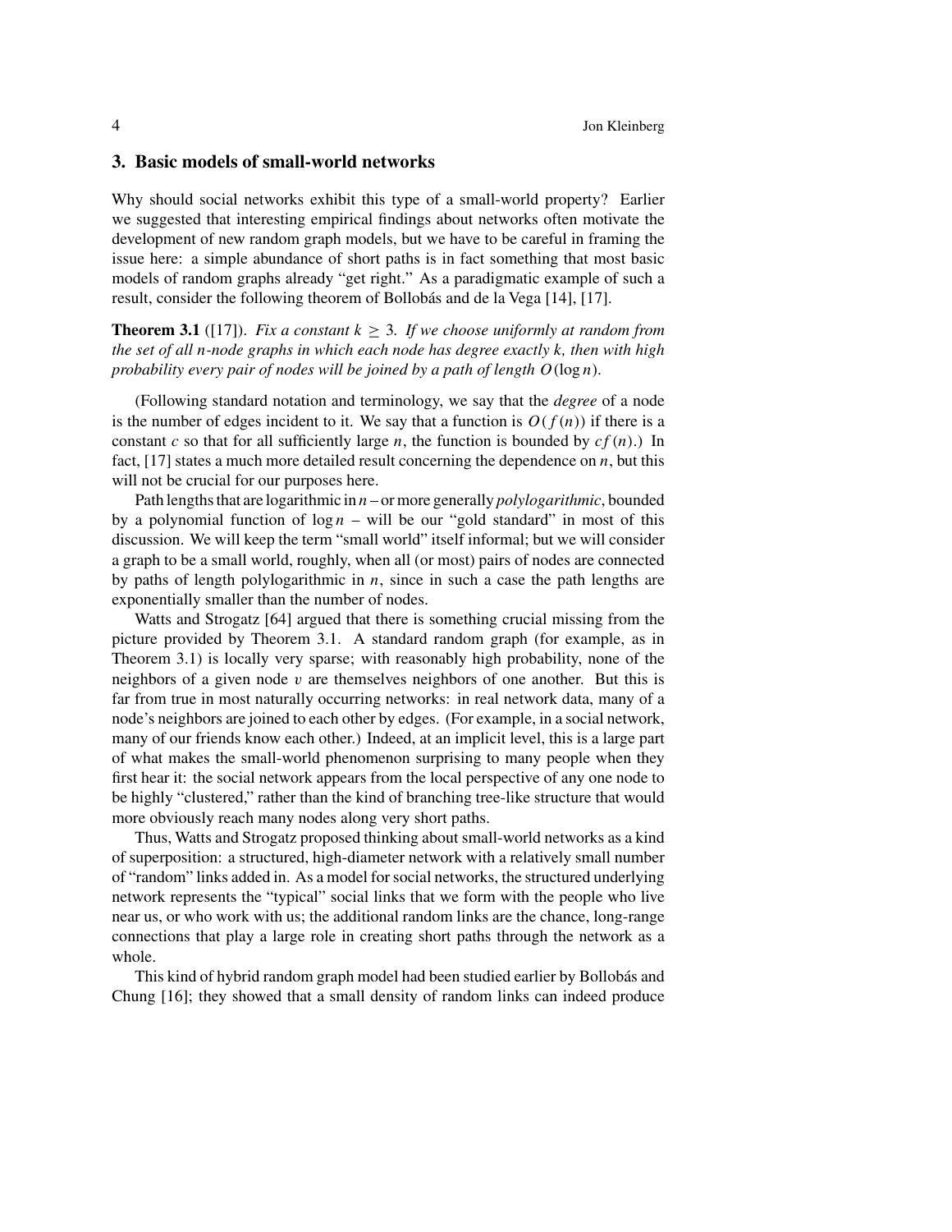## 3. Basic models of small-world networks

Why should social networks exhibit this type of a small-world property? Earlier we suggested that interesting empirical findings about networks often motivate the development of new random graph models, but we have to be careful in framing the issue here: a simple abundance of short paths is in fact something that most basic models of random graphs already "get right." As a paradigmatic example of such a result, consider the following theorem of Bollobás and de la Vega [14], [17].

**Theorem 3.1** ([17]). *Fix a constant $k \geq 3$. If we choose uniformly at random from the set of all $n$-node graphs in which each node has degree exactly $k$, then with high probability every pair of nodes will be joined by a path of length $O(\log n)$.*

(Following standard notation and terminology, we say that the *degree* of a node is the number of edges incident to it. We say that a function is $O(f(n))$ if there is a constant $c$ so that for all sufficiently large $n$, the function is bounded by $cf(n)$.) In fact, [17] states a much more detailed result concerning the dependence on $n$, but this will not be crucial for our purposes here.

Path lengths that are logarithmic in $n$ – or more generally *polylogarithmic*, bounded by a polynomial function of $\log n$ – will be our "gold standard" in most of this discussion. We will keep the term "small world" itself informal; but we will consider a graph to be a small world, roughly, when all (or most) pairs of nodes are connected by paths of length polylogarithmic in $n$, since in such a case the path lengths are exponentially smaller than the number of nodes.

Watts and Strogatz [64] argued that there is something crucial missing from the picture provided by Theorem 3.1. A standard random graph (for example, as in Theorem 3.1) is locally very sparse; with reasonably high probability, none of the neighbors of a given node $v$ are themselves neighbors of one another. But this is far from true in most naturally occurring networks: in real network data, many of a node's neighbors are joined to each other by edges. (For example, in a social network, many of our friends know each other.) Indeed, at an implicit level, this is a large part of what makes the small-world phenomenon surprising to many people when they first hear it: the social network appears from the local perspective of any one node to be highly "clustered," rather than the kind of branching tree-like structure that would more obviously reach many nodes along very short paths.

Thus, Watts and Strogatz proposed thinking about small-world networks as a kind of superposition: a structured, high-diameter network with a relatively small number of "random" links added in. As a model for social networks, the structured underlying network represents the "typical" social links that we form with the people who live near us, or who work with us; the additional random links are the chance, long-range connections that play a large role in creating short paths through the network as a whole.

This kind of hybrid random graph model had been studied earlier by Bollobás and Chung [16]; they showed that a small density of random links can indeed produce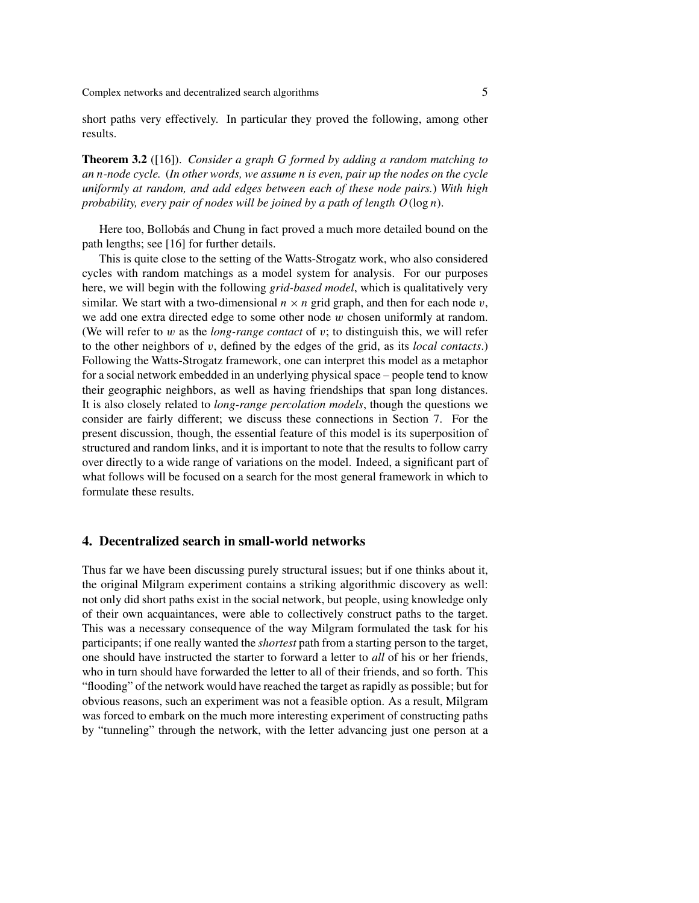short paths very effectively. In particular they proved the following, among other results.

**Theorem 3.2** ([16]). *Consider a graph $G$ formed by adding a random matching to an $n$-node cycle.* (*In other words, we assume $n$ is even, pair up the nodes on the cycle uniformly at random, and add edges between each of these node pairs.*) *With high probability, every pair of nodes will be joined by a path of length $O(\log n)$.*

Here too, Bollobás and Chung in fact proved a much more detailed bound on the path lengths; see [16] for further details.

This is quite close to the setting of the Watts-Strogatz work, who also considered cycles with random matchings as a model system for analysis. For our purposes here, we will begin with the following *grid-based model*, which is qualitatively very similar. We start with a two-dimensional $n \times n$ grid graph, and then for each node $v$, we add one extra directed edge to some other node $w$ chosen uniformly at random. (We will refer to $w$ as the *long-range contact* of $v$; to distinguish this, we will refer to the other neighbors of $v$, defined by the edges of the grid, as its *local contacts*.) Following the Watts-Strogatz framework, one can interpret this model as a metaphor for a social network embedded in an underlying physical space – people tend to know their geographic neighbors, as well as having friendships that span long distances. It is also closely related to *long-range percolation models*, though the questions we consider are fairly different; we discuss these connections in Section 7. For the present discussion, though, the essential feature of this model is its superposition of structured and random links, and it is important to note that the results to follow carry over directly to a wide range of variations on the model. Indeed, a significant part of what follows will be focused on a search for the most general framework in which to formulate these results.

## 4. Decentralized search in small-world networks

Thus far we have been discussing purely structural issues; but if one thinks about it, the original Milgram experiment contains a striking algorithmic discovery as well: not only did short paths exist in the social network, but people, using knowledge only of their own acquaintances, were able to collectively construct paths to the target. This was a necessary consequence of the way Milgram formulated the task for his participants; if one really wanted the *shortest* path from a starting person to the target, one should have instructed the starter to forward a letter to *all* of his or her friends, who in turn should have forwarded the letter to all of their friends, and so forth. This "flooding" of the network would have reached the target as rapidly as possible; but for obvious reasons, such an experiment was not a feasible option. As a result, Milgram was forced to embark on the much more interesting experiment of constructing paths by "tunneling" through the network, with the letter advancing just one person at a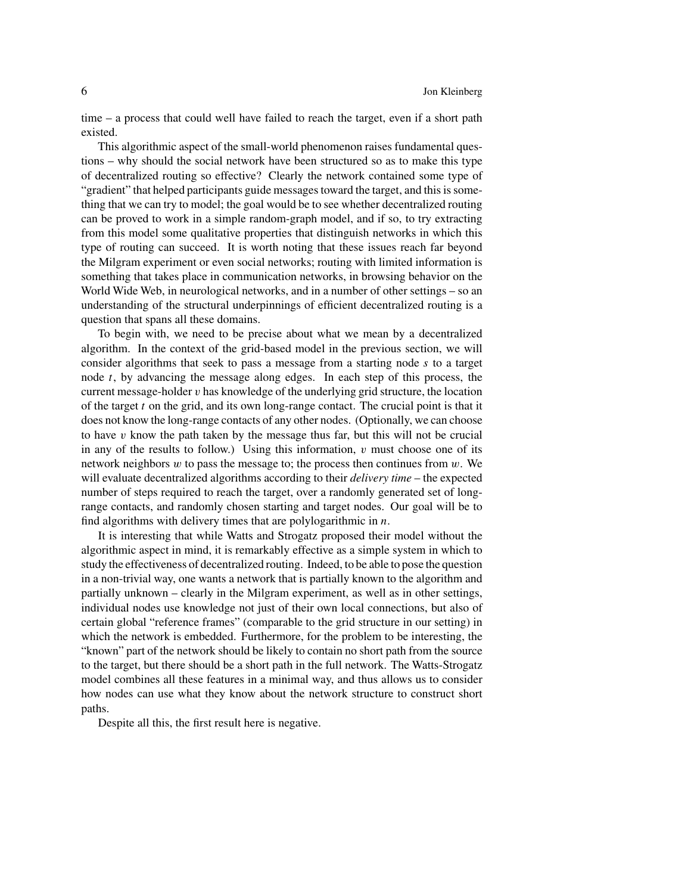time – a process that could well have failed to reach the target, even if a short path existed.

This algorithmic aspect of the small-world phenomenon raises fundamental questions – why should the social network have been structured so as to make this type of decentralized routing so effective? Clearly the network contained some type of "gradient" that helped participants guide messages toward the target, and this is something that we can try to model; the goal would be to see whether decentralized routing can be proved to work in a simple random-graph model, and if so, to try extracting from this model some qualitative properties that distinguish networks in which this type of routing can succeed. It is worth noting that these issues reach far beyond the Milgram experiment or even social networks; routing with limited information is something that takes place in communication networks, in browsing behavior on the World Wide Web, in neurological networks, and in a number of other settings – so an understanding of the structural underpinnings of efficient decentralized routing is a question that spans all these domains.

To begin with, we need to be precise about what we mean by a decentralized algorithm. In the context of the grid-based model in the previous section, we will consider algorithms that seek to pass a message from a starting node $s$ to a target node $t$, by advancing the message along edges. In each step of this process, the current message-holder $v$ has knowledge of the underlying grid structure, the location of the target $t$ on the grid, and its own long-range contact. The crucial point is that it does not know the long-range contacts of any other nodes. (Optionally, we can choose to have $v$ know the path taken by the message thus far, but this will not be crucial in any of the results to follow.) Using this information, $v$ must choose one of its network neighbors $w$ to pass the message to; the process then continues from $w$. We will evaluate decentralized algorithms according to their *delivery time* – the expected number of steps required to reach the target, over a randomly generated set of long-range contacts, and randomly chosen starting and target nodes. Our goal will be to find algorithms with delivery times that are polylogarithmic in $n$.

It is interesting that while Watts and Strogatz proposed their model without the algorithmic aspect in mind, it is remarkably effective as a simple system in which to study the effectiveness of decentralized routing. Indeed, to be able to pose the question in a non-trivial way, one wants a network that is partially known to the algorithm and partially unknown – clearly in the Milgram experiment, as well as in other settings, individual nodes use knowledge not just of their own local connections, but also of certain global "reference frames" (comparable to the grid structure in our setting) in which the network is embedded. Furthermore, for the problem to be interesting, the "known" part of the network should be likely to contain no short path from the source to the target, but there should be a short path in the full network. The Watts-Strogatz model combines all these features in a minimal way, and thus allows us to consider how nodes can use what they know about the network structure to construct short paths.

Despite all this, the first result here is negative.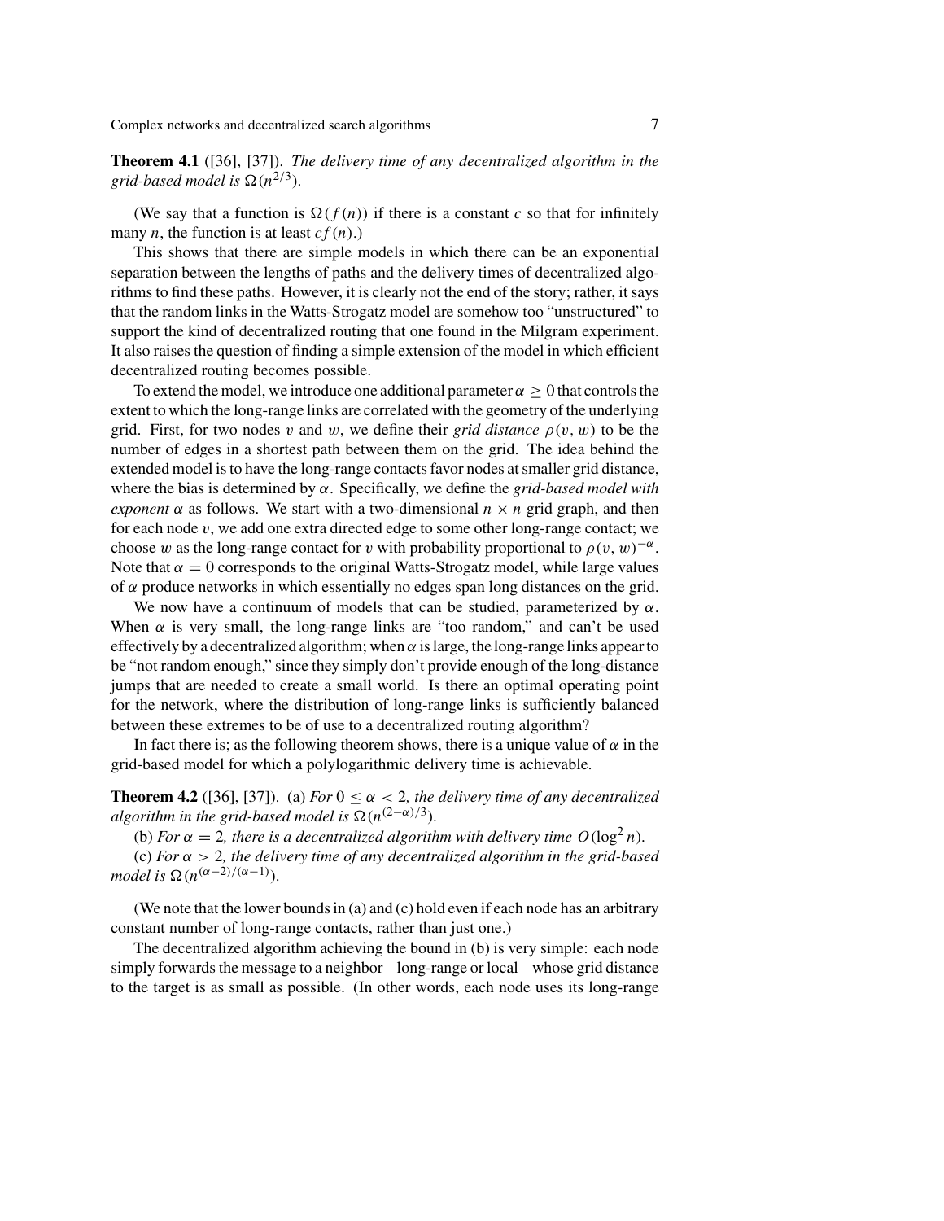**Theorem 4.1** ([36], [37]). *The delivery time of any decentralized algorithm in the grid-based model is* $\Omega(n^{2/3})$.

(We say that a function is $\Omega(f(n))$ if there is a constant $c$ so that for infinitely many $n$, the function is at least $cf(n)$.)

This shows that there are simple models in which there can be an exponential separation between the lengths of paths and the delivery times of decentralized algorithms to find these paths. However, it is clearly not the end of the story; rather, it says that the random links in the Watts-Strogatz model are somehow too "unstructured" to support the kind of decentralized routing that one found in the Milgram experiment. It also raises the question of finding a simple extension of the model in which efficient decentralized routing becomes possible.

To extend the model, we introduce one additional parameter $\alpha \geq 0$ that controls the extent to which the long-range links are correlated with the geometry of the underlying grid. First, for two nodes $v$ and $w$, we define their *grid distance* $\rho(v, w)$ to be the number of edges in a shortest path between them on the grid. The idea behind the extended model is to have the long-range contacts favor nodes at smaller grid distance, where the bias is determined by $\alpha$. Specifically, we define the *grid-based model with exponent* $\alpha$ as follows. We start with a two-dimensional $n \times n$ grid graph, and then for each node $v$, we add one extra directed edge to some other long-range contact; we choose $w$ as the long-range contact for $v$ with probability proportional to $\rho(v, w)^{-\alpha}$. Note that $\alpha = 0$ corresponds to the original Watts-Strogatz model, while large values of $\alpha$ produce networks in which essentially no edges span long distances on the grid.

We now have a continuum of models that can be studied, parameterized by $\alpha$. When $\alpha$ is very small, the long-range links are "too random," and can't be used effectively by a decentralized algorithm; when $\alpha$ is large, the long-range links appear to be "not random enough," since they simply don't provide enough of the long-distance jumps that are needed to create a small world. Is there an optimal operating point for the network, where the distribution of long-range links is sufficiently balanced between these extremes to be of use to a decentralized routing algorithm?

In fact there is; as the following theorem shows, there is a unique value of $\alpha$ in the grid-based model for which a polylogarithmic delivery time is achievable.

**Theorem 4.2** ([36], [37]). (a) *For* $0 \leq \alpha < 2$*, the delivery time of any decentralized algorithm in the grid-based model is* $\Omega(n^{(2-\alpha)/3})$.

(b) *For* $\alpha = 2$*, there is a decentralized algorithm with delivery time* $O(\log^2 n)$.

(c) *For* $\alpha > 2$*, the delivery time of any decentralized algorithm in the grid-based model is* $\Omega(n^{(\alpha-2)/(\alpha-1)})$.

(We note that the lower bounds in (a) and (c) hold even if each node has an arbitrary constant number of long-range contacts, rather than just one.)

The decentralized algorithm achieving the bound in (b) is very simple: each node simply forwards the message to a neighbor – long-range or local – whose grid distance to the target is as small as possible. (In other words, each node uses its long-range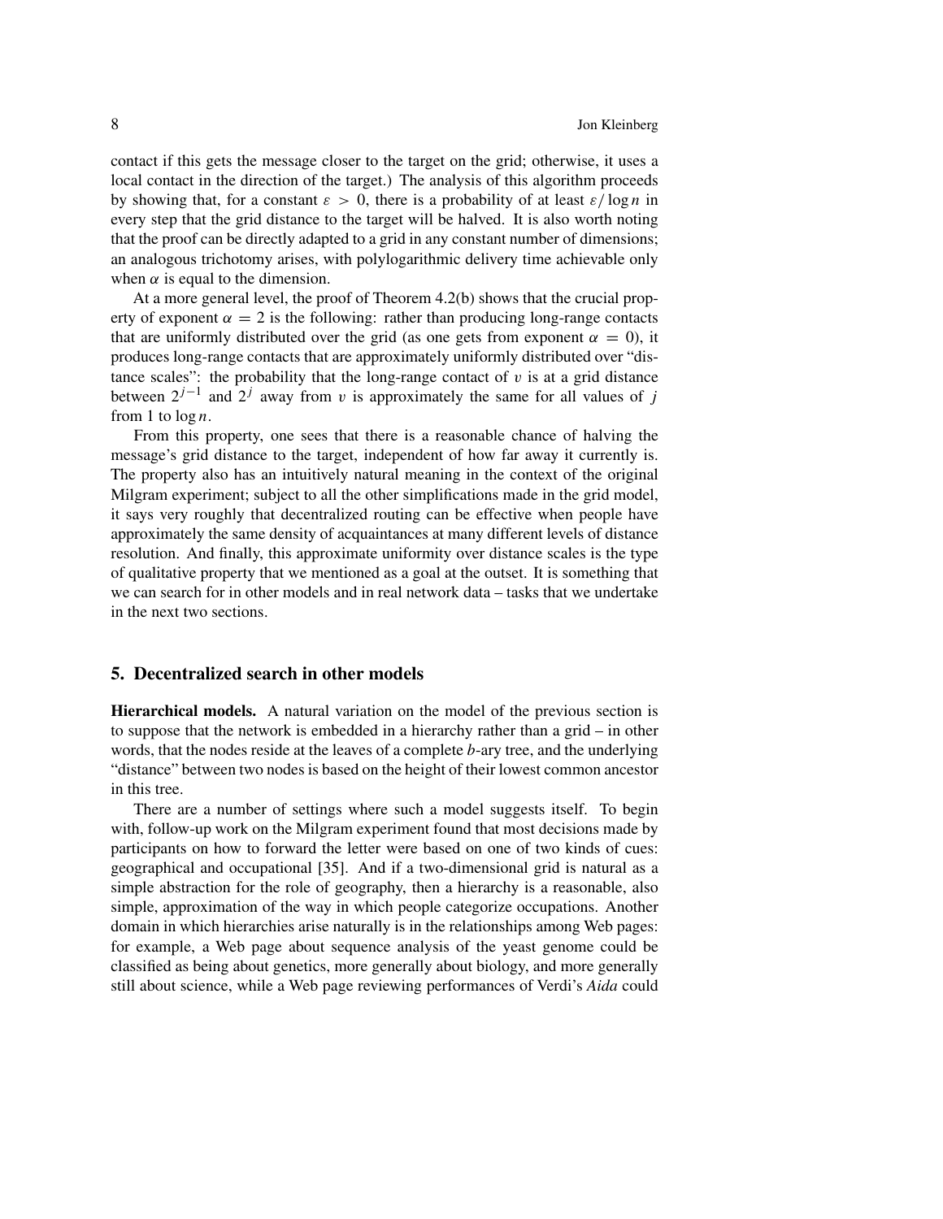contact if this gets the message closer to the target on the grid; otherwise, it uses a local contact in the direction of the target.) The analysis of this algorithm proceeds by showing that, for a constant $\varepsilon > 0$, there is a probability of at least $\varepsilon / \log n$ in every step that the grid distance to the target will be halved. It is also worth noting that the proof can be directly adapted to a grid in any constant number of dimensions; an analogous trichotomy arises, with polylogarithmic delivery time achievable only when $\alpha$ is equal to the dimension.

At a more general level, the proof of Theorem 4.2(b) shows that the crucial property of exponent $\alpha = 2$ is the following: rather than producing long-range contacts that are uniformly distributed over the grid (as one gets from exponent $\alpha = 0$), it produces long-range contacts that are approximately uniformly distributed over "distance scales": the probability that the long-range contact of $v$ is at a grid distance between $2^{j-1}$ and $2^j$ away from $v$ is approximately the same for all values of $j$ from 1 to $\log n$.

From this property, one sees that there is a reasonable chance of halving the message's grid distance to the target, independent of how far away it currently is. The property also has an intuitively natural meaning in the context of the original Milgram experiment; subject to all the other simplifications made in the grid model, it says very roughly that decentralized routing can be effective when people have approximately the same density of acquaintances at many different levels of distance resolution. And finally, this approximate uniformity over distance scales is the type of qualitative property that we mentioned as a goal at the outset. It is something that we can search for in other models and in real network data – tasks that we undertake in the next two sections.

## 5. Decentralized search in other models

**Hierarchical models.** A natural variation on the model of the previous section is to suppose that the network is embedded in a hierarchy rather than a grid – in other words, that the nodes reside at the leaves of a complete $b$-ary tree, and the underlying "distance" between two nodes is based on the height of their lowest common ancestor in this tree.

There are a number of settings where such a model suggests itself. To begin with, follow-up work on the Milgram experiment found that most decisions made by participants on how to forward the letter were based on one of two kinds of cues: geographical and occupational [35]. And if a two-dimensional grid is natural as a simple abstraction for the role of geography, then a hierarchy is a reasonable, also simple, approximation of the way in which people categorize occupations. Another domain in which hierarchies arise naturally is in the relationships among Web pages: for example, a Web page about sequence analysis of the yeast genome could be classified as being about genetics, more generally about biology, and more generally still about science, while a Web page reviewing performances of Verdi's *Aida* could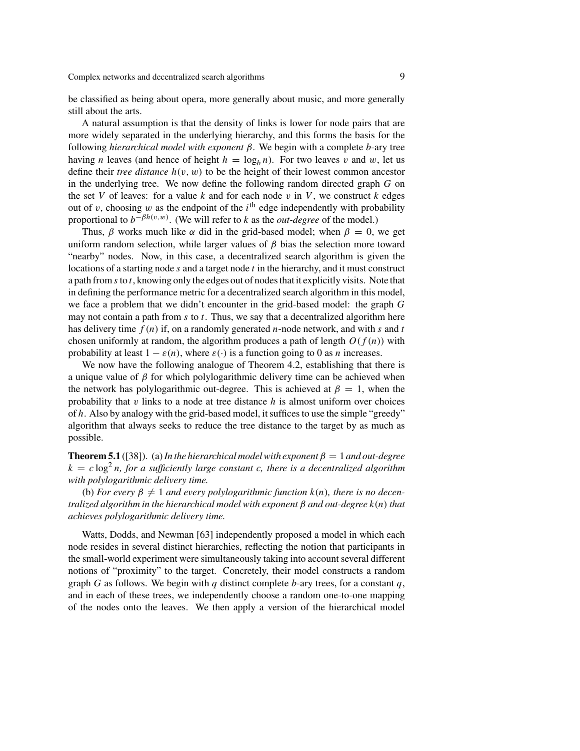be classified as being about opera, more generally about music, and more generally still about the arts.

A natural assumption is that the density of links is lower for node pairs that are more widely separated in the underlying hierarchy, and this forms the basis for the following *hierarchical model with exponent* $\beta$. We begin with a complete $b$-ary tree having $n$ leaves (and hence of height $h = \log_b n$). For two leaves $v$ and $w$, let us define their *tree distance* $h(v, w)$ to be the height of their lowest common ancestor in the underlying tree. We now define the following random directed graph $G$ on the set $V$ of leaves: for a value $k$ and for each node $v$ in $V$, we construct $k$ edges out of $v$, choosing $w$ as the endpoint of the $i^{\text{th}}$ edge independently with probability proportional to $b^{-\beta h(v,w)}$. (We will refer to $k$ as the *out-degree* of the model.)

Thus, $\beta$ works much like $\alpha$ did in the grid-based model; when $\beta = 0$, we get uniform random selection, while larger values of $\beta$ bias the selection more toward "nearby" nodes. Now, in this case, a decentralized search algorithm is given the locations of a starting node $s$ and a target node $t$ in the hierarchy, and it must construct a path from $s$ to $t$, knowing only the edges out of nodes that it explicitly visits. Note that in defining the performance metric for a decentralized search algorithm in this model, we face a problem that we didn't encounter in the grid-based model: the graph $G$ may not contain a path from $s$ to $t$. Thus, we say that a decentralized algorithm here has delivery time $f(n)$ if, on a randomly generated $n$-node network, and with $s$ and $t$ chosen uniformly at random, the algorithm produces a path of length $O(f(n))$ with probability at least $1 - \varepsilon(n)$, where $\varepsilon(\cdot)$ is a function going to 0 as $n$ increases.

We now have the following analogue of Theorem 4.2, establishing that there is a unique value of $\beta$ for which polylogarithmic delivery time can be achieved when the network has polylogarithmic out-degree. This is achieved at $\beta = 1$, when the probability that $v$ links to a node at tree distance $h$ is almost uniform over choices of $h$. Also by analogy with the grid-based model, it suffices to use the simple "greedy" algorithm that always seeks to reduce the tree distance to the target by as much as possible.

**Theorem 5.1** ([38]). (a) *In the hierarchical model with exponent* $\beta = 1$ *and out-degree* $k = c \log^2 n$*, for a sufficiently large constant* $c$*, there is a decentralized algorithm with polylogarithmic delivery time.*

(b) *For every* $\beta \neq 1$ *and every polylogarithmic function* $k(n)$*, there is no decentralized algorithm in the hierarchical model with exponent* $\beta$ *and out-degree* $k(n)$ *that achieves polylogarithmic delivery time.*

Watts, Dodds, and Newman [63] independently proposed a model in which each node resides in several distinct hierarchies, reflecting the notion that participants in the small-world experiment were simultaneously taking into account several different notions of "proximity" to the target. Concretely, their model constructs a random graph $G$ as follows. We begin with $q$ distinct complete $b$-ary trees, for a constant $q$, and in each of these trees, we independently choose a random one-to-one mapping of the nodes onto the leaves. We then apply a version of the hierarchical model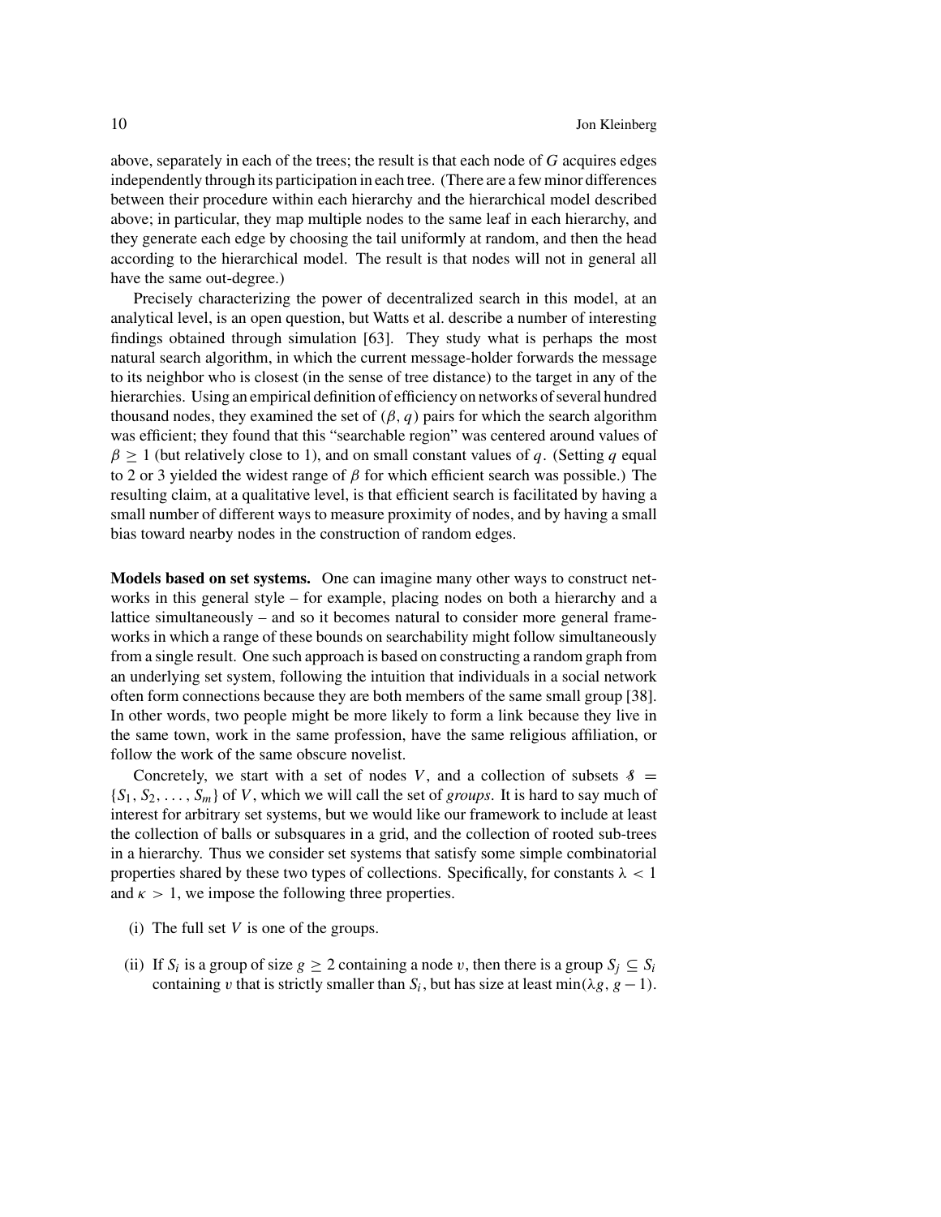above, separately in each of the trees; the result is that each node of $G$ acquires edges independently through its participation in each tree. (There are a few minor differences between their procedure within each hierarchy and the hierarchical model described above; in particular, they map multiple nodes to the same leaf in each hierarchy, and they generate each edge by choosing the tail uniformly at random, and then the head according to the hierarchical model. The result is that nodes will not in general all have the same out-degree.)

Precisely characterizing the power of decentralized search in this model, at an analytical level, is an open question, but Watts et al. describe a number of interesting findings obtained through simulation [63]. They study what is perhaps the most natural search algorithm, in which the current message-holder forwards the message to its neighbor who is closest (in the sense of tree distance) to the target in any of the hierarchies. Using an empirical definition of efficiency on networks of several hundred thousand nodes, they examined the set of $(\beta, q)$ pairs for which the search algorithm was efficient; they found that this "searchable region" was centered around values of $\beta \geq 1$ (but relatively close to 1), and on small constant values of $q$. (Setting $q$ equal to 2 or 3 yielded the widest range of $\beta$ for which efficient search was possible.) The resulting claim, at a qualitative level, is that efficient search is facilitated by having a small number of different ways to measure proximity of nodes, and by having a small bias toward nearby nodes in the construction of random edges.

**Models based on set systems.** One can imagine many other ways to construct networks in this general style – for example, placing nodes on both a hierarchy and a lattice simultaneously – and so it becomes natural to consider more general frameworks in which a range of these bounds on searchability might follow simultaneously from a single result. One such approach is based on constructing a random graph from an underlying set system, following the intuition that individuals in a social network often form connections because they are both members of the same small group [38]. In other words, two people might be more likely to form a link because they live in the same town, work in the same profession, have the same religious affiliation, or follow the work of the same obscure novelist.

Concretely, we start with a set of nodes $V$, and a collection of subsets $\mathcal{S} = \{S_1, S_2, \ldots, S_m\}$ of $V$, which we will call the set of *groups*. It is hard to say much of interest for arbitrary set systems, but we would like our framework to include at least the collection of balls or subsquares in a grid, and the collection of rooted sub-trees in a hierarchy. Thus we consider set systems that satisfy some simple combinatorial properties shared by these two types of collections. Specifically, for constants $\lambda < 1$ and $\kappa > 1$, we impose the following three properties.

(i) The full set $V$ is one of the groups.

(ii) If $S_i$ is a group of size $g \geq 2$ containing a node $v$, then there is a group $S_j \subseteq S_i$ containing $v$ that is strictly smaller than $S_i$, but has size at least $\min(\lambda g, g - 1)$.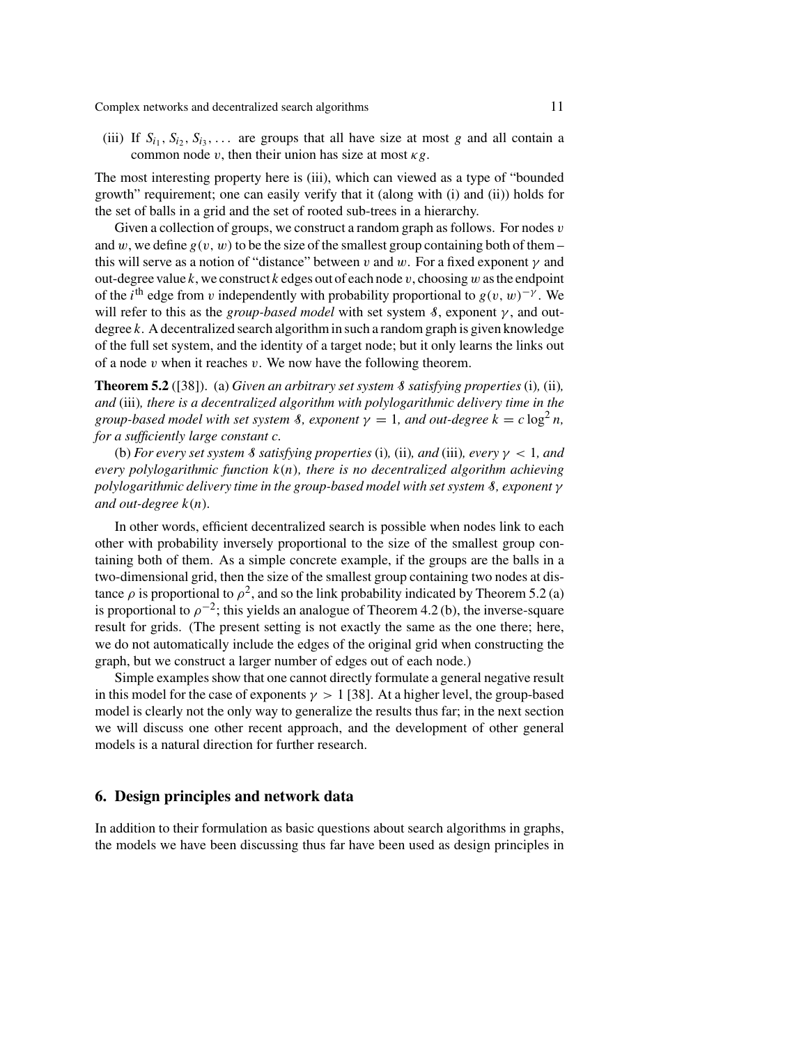(iii) If $S_{i_1}, S_{i_2}, S_{i_3}, \ldots$ are groups that all have size at most $g$ and all contain a common node $v$, then their union has size at most $\kappa g$.

The most interesting property here is (iii), which can viewed as a type of "bounded growth" requirement; one can easily verify that it (along with (i) and (ii)) holds for the set of balls in a grid and the set of rooted sub-trees in a hierarchy.

Given a collection of groups, we construct a random graph as follows. For nodes $v$ and $w$, we define $g(v, w)$ to be the size of the smallest group containing both of them – this will serve as a notion of "distance" between $v$ and $w$. For a fixed exponent $\gamma$ and out-degree value $k$, we construct $k$ edges out of each node $v$, choosing $w$ as the endpoint of the $i^{\text{th}}$ edge from $v$ independently with probability proportional to $g(v, w)^{-\gamma}$. We will refer to this as the *group-based model* with set system $\mathcal{S}$, exponent $\gamma$, and out-degree $k$. A decentralized search algorithm in such a random graph is given knowledge of the full set system, and the identity of a target node; but it only learns the links out of a node $v$ when it reaches $v$. We now have the following theorem.

**Theorem 5.2** ([38]). (a) *Given an arbitrary set system $\mathcal{S}$ satisfying properties* (i), (ii), *and* (iii), *there is a decentralized algorithm with polylogarithmic delivery time in the group-based model with set system $\mathcal{S}$, exponent $\gamma = 1$, and out-degree $k = c \log^2 n$, for a sufficiently large constant $c$.*

(b) *For every set system $\mathcal{S}$ satisfying properties* (i), (ii), *and* (iii), *every $\gamma < 1$, and every polylogarithmic function $k(n)$, there is no decentralized algorithm achieving polylogarithmic delivery time in the group-based model with set system $\mathcal{S}$, exponent $\gamma$ and out-degree $k(n)$.*

In other words, efficient decentralized search is possible when nodes link to each other with probability inversely proportional to the size of the smallest group containing both of them. As a simple concrete example, if the groups are the balls in a two-dimensional grid, then the size of the smallest group containing two nodes at distance $\rho$ is proportional to $\rho^2$, and so the link probability indicated by Theorem 5.2 (a) is proportional to $\rho^{-2}$; this yields an analogue of Theorem 4.2 (b), the inverse-square result for grids. (The present setting is not exactly the same as the one there; here, we do not automatically include the edges of the original grid when constructing the graph, but we construct a larger number of edges out of each node.)

Simple examples show that one cannot directly formulate a general negative result in this model for the case of exponents $\gamma > 1$ [38]. At a higher level, the group-based model is clearly not the only way to generalize the results thus far; in the next section we will discuss one other recent approach, and the development of other general models is a natural direction for further research.

## 6. Design principles and network data

In addition to their formulation as basic questions about search algorithms in graphs, the models we have been discussing thus far have been used as design principles in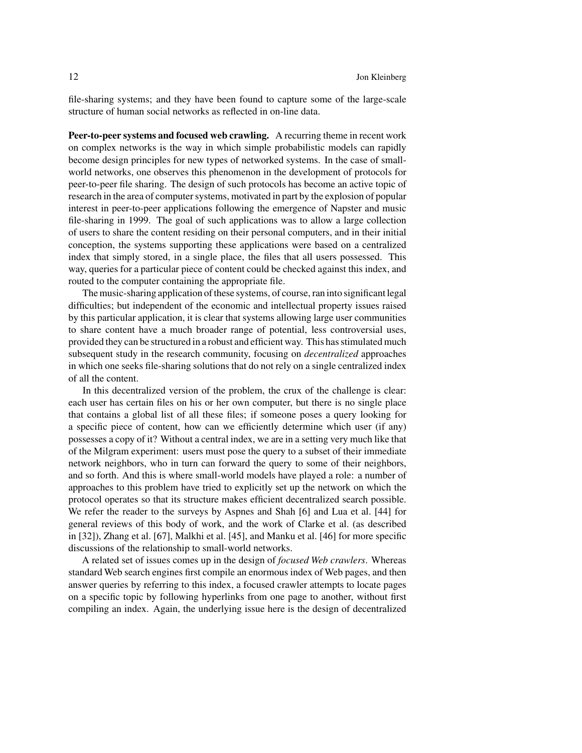file-sharing systems; and they have been found to capture some of the large-scale structure of human social networks as reflected in on-line data.

**Peer-to-peer systems and focused web crawling.** A recurring theme in recent work on complex networks is the way in which simple probabilistic models can rapidly become design principles for new types of networked systems. In the case of small-world networks, one observes this phenomenon in the development of protocols for peer-to-peer file sharing. The design of such protocols has become an active topic of research in the area of computer systems, motivated in part by the explosion of popular interest in peer-to-peer applications following the emergence of Napster and music file-sharing in 1999. The goal of such applications was to allow a large collection of users to share the content residing on their personal computers, and in their initial conception, the systems supporting these applications were based on a centralized index that simply stored, in a single place, the files that all users possessed. This way, queries for a particular piece of content could be checked against this index, and routed to the computer containing the appropriate file.

The music-sharing application of these systems, of course, ran into significant legal difficulties; but independent of the economic and intellectual property issues raised by this particular application, it is clear that systems allowing large user communities to share content have a much broader range of potential, less controversial uses, provided they can be structured in a robust and efficient way. This has stimulated much subsequent study in the research community, focusing on *decentralized* approaches in which one seeks file-sharing solutions that do not rely on a single centralized index of all the content.

In this decentralized version of the problem, the crux of the challenge is clear: each user has certain files on his or her own computer, but there is no single place that contains a global list of all these files; if someone poses a query looking for a specific piece of content, how can we efficiently determine which user (if any) possesses a copy of it? Without a central index, we are in a setting very much like that of the Milgram experiment: users must pose the query to a subset of their immediate network neighbors, who in turn can forward the query to some of their neighbors, and so forth. And this is where small-world models have played a role: a number of approaches to this problem have tried to explicitly set up the network on which the protocol operates so that its structure makes efficient decentralized search possible. We refer the reader to the surveys by Aspnes and Shah [6] and Lua et al. [44] for general reviews of this body of work, and the work of Clarke et al. (as described in [32]), Zhang et al. [67], Malkhi et al. [45], and Manku et al. [46] for more specific discussions of the relationship to small-world networks.

A related set of issues comes up in the design of *focused Web crawlers*. Whereas standard Web search engines first compile an enormous index of Web pages, and then answer queries by referring to this index, a focused crawler attempts to locate pages on a specific topic by following hyperlinks from one page to another, without first compiling an index. Again, the underlying issue here is the design of decentralized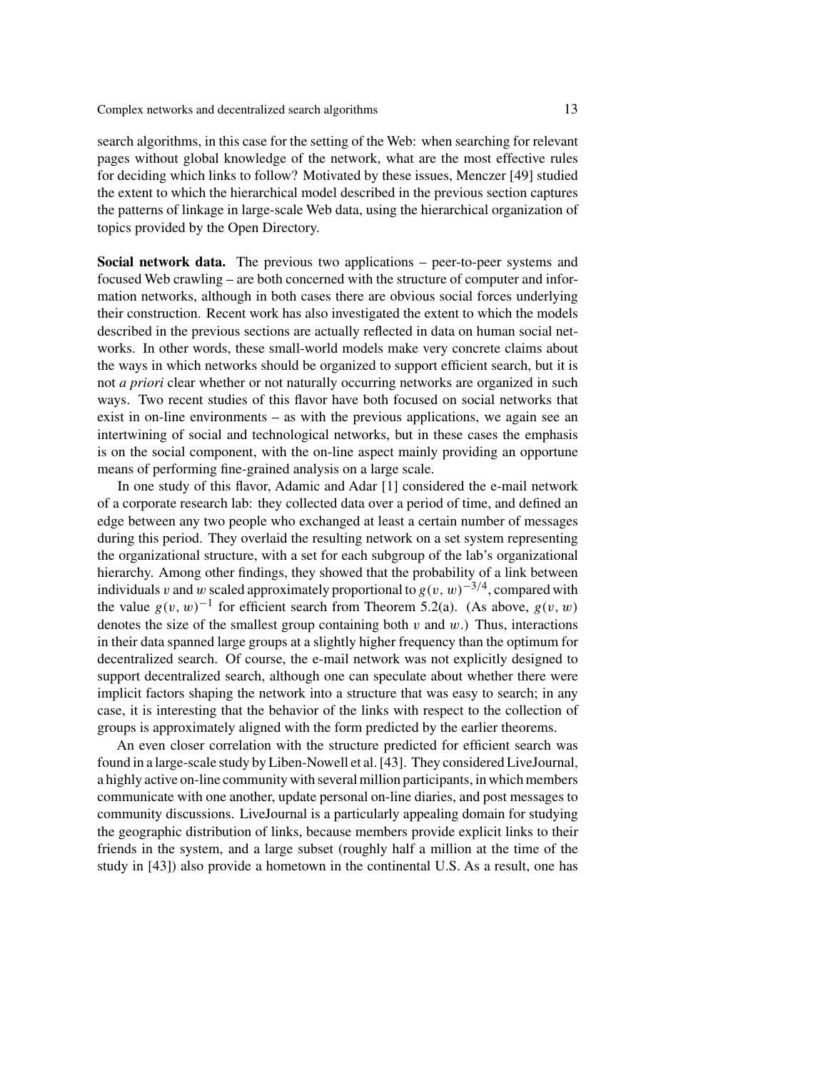search algorithms, in this case for the setting of the Web: when searching for relevant pages without global knowledge of the network, what are the most effective rules for deciding which links to follow? Motivated by these issues, Menczer [49] studied the extent to which the hierarchical model described in the previous section captures the patterns of linkage in large-scale Web data, using the hierarchical organization of topics provided by the Open Directory.

**Social network data.** The previous two applications – peer-to-peer systems and focused Web crawling – are both concerned with the structure of computer and information networks, although in both cases there are obvious social forces underlying their construction. Recent work has also investigated the extent to which the models described in the previous sections are actually reflected in data on human social networks. In other words, these small-world models make very concrete claims about the ways in which networks should be organized to support efficient search, but it is not *a priori* clear whether or not naturally occurring networks are organized in such ways. Two recent studies of this flavor have both focused on social networks that exist in on-line environments – as with the previous applications, we again see an intertwining of social and technological networks, but in these cases the emphasis is on the social component, with the on-line aspect mainly providing an opportune means of performing fine-grained analysis on a large scale.

In one study of this flavor, Adamic and Adar [1] considered the e-mail network of a corporate research lab: they collected data over a period of time, and defined an edge between any two people who exchanged at least a certain number of messages during this period. They overlaid the resulting network on a set system representing the organizational structure, with a set for each subgroup of the lab's organizational hierarchy. Among other findings, they showed that the probability of a link between individuals $v$ and $w$ scaled approximately proportional to $g(v, w)^{-3/4}$, compared with the value $g(v, w)^{-1}$ for efficient search from Theorem 5.2(a). (As above, $g(v, w)$ denotes the size of the smallest group containing both $v$ and $w$.) Thus, interactions in their data spanned large groups at a slightly higher frequency than the optimum for decentralized search. Of course, the e-mail network was not explicitly designed to support decentralized search, although one can speculate about whether there were implicit factors shaping the network into a structure that was easy to search; in any case, it is interesting that the behavior of the links with respect to the collection of groups is approximately aligned with the form predicted by the earlier theorems.

An even closer correlation with the structure predicted for efficient search was found in a large-scale study by Liben-Nowell et al. [43]. They considered LiveJournal, a highly active on-line community with several million participants, in which members communicate with one another, update personal on-line diaries, and post messages to community discussions. LiveJournal is a particularly appealing domain for studying the geographic distribution of links, because members provide explicit links to their friends in the system, and a large subset (roughly half a million at the time of the study in [43]) also provide a hometown in the continental U.S. As a result, one has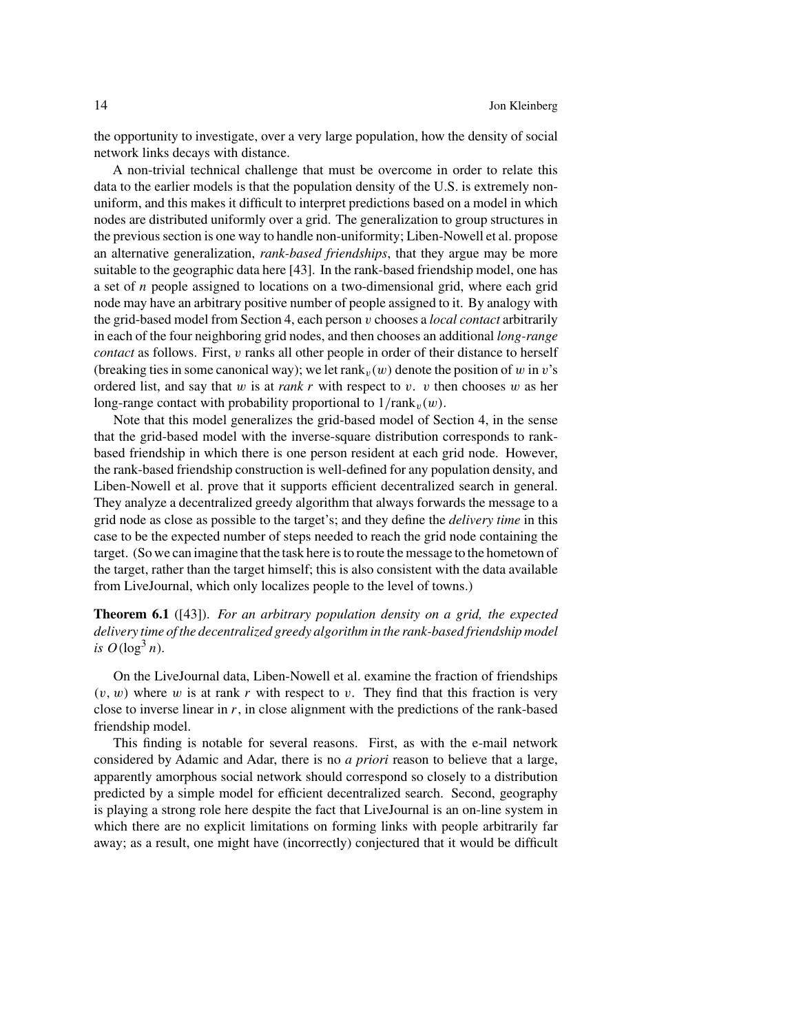the opportunity to investigate, over a very large population, how the density of social network links decays with distance.

A non-trivial technical challenge that must be overcome in order to relate this data to the earlier models is that the population density of the U.S. is extremely non-uniform, and this makes it difficult to interpret predictions based on a model in which nodes are distributed uniformly over a grid. The generalization to group structures in the previous section is one way to handle non-uniformity; Liben-Nowell et al. propose an alternative generalization, *rank-based friendships*, that they argue may be more suitable to the geographic data here [43]. In the rank-based friendship model, one has a set of $n$ people assigned to locations on a two-dimensional grid, where each grid node may have an arbitrary positive number of people assigned to it. By analogy with the grid-based model from Section 4, each person $v$ chooses a *local contact* arbitrarily in each of the four neighboring grid nodes, and then chooses an additional *long-range contact* as follows. First, $v$ ranks all other people in order of their distance to herself (breaking ties in some canonical way); we let $\text{rank}_v(w)$ denote the position of $w$ in $v$'s ordered list, and say that $w$ is at *rank* $r$ with respect to $v$. $v$ then chooses $w$ as her long-range contact with probability proportional to $1/\text{rank}_v(w)$.

Note that this model generalizes the grid-based model of Section 4, in the sense that the grid-based model with the inverse-square distribution corresponds to rank-based friendship in which there is one person resident at each grid node. However, the rank-based friendship construction is well-defined for any population density, and Liben-Nowell et al. prove that it supports efficient decentralized search in general. They analyze a decentralized greedy algorithm that always forwards the message to a grid node as close as possible to the target's; and they define the *delivery time* in this case to be the expected number of steps needed to reach the grid node containing the target. (So we can imagine that the task here is to route the message to the hometown of the target, rather than the target himself; this is also consistent with the data available from LiveJournal, which only localizes people to the level of towns.)

**Theorem 6.1** ([43]). *For an arbitrary population density on a grid, the expected delivery time of the decentralized greedy algorithm in the rank-based friendship model is* $O(\log^3 n)$.

On the LiveJournal data, Liben-Nowell et al. examine the fraction of friendships $(v, w)$ where $w$ is at rank $r$ with respect to $v$. They find that this fraction is very close to inverse linear in $r$, in close alignment with the predictions of the rank-based friendship model.

This finding is notable for several reasons. First, as with the e-mail network considered by Adamic and Adar, there is no *a priori* reason to believe that a large, apparently amorphous social network should correspond so closely to a distribution predicted by a simple model for efficient decentralized search. Second, geography is playing a strong role here despite the fact that LiveJournal is an on-line system in which there are no explicit limitations on forming links with people arbitrarily far away; as a result, one might have (incorrectly) conjectured that it would be difficult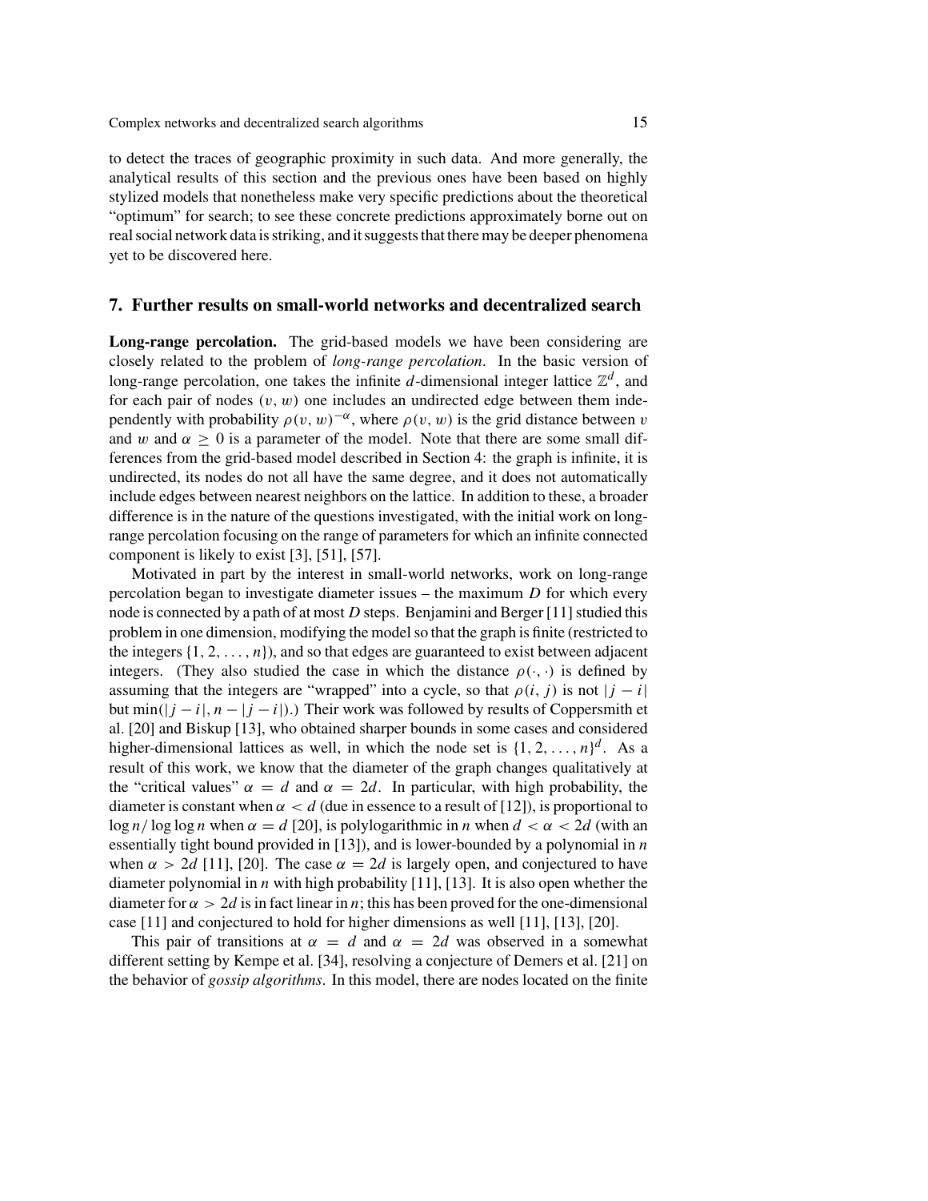to detect the traces of geographic proximity in such data. And more generally, the analytical results of this section and the previous ones have been based on highly stylized models that nonetheless make very specific predictions about the theoretical "optimum" for search; to see these concrete predictions approximately borne out on real social network data is striking, and it suggests that there may be deeper phenomena yet to be discovered here.

## 7. Further results on small-world networks and decentralized search

**Long-range percolation.** The grid-based models we have been considering are closely related to the problem of *long-range percolation*. In the basic version of long-range percolation, one takes the infinite $d$-dimensional integer lattice $\mathbb{Z}^d$, and for each pair of nodes $(v, w)$ one includes an undirected edge between them independently with probability $\rho(v, w)^{-\alpha}$, where $\rho(v, w)$ is the grid distance between $v$ and $w$ and $\alpha \geq 0$ is a parameter of the model. Note that there are some small differences from the grid-based model described in Section 4: the graph is infinite, it is undirected, its nodes do not all have the same degree, and it does not automatically include edges between nearest neighbors on the lattice. In addition to these, a broader difference is in the nature of the questions investigated, with the initial work on long-range percolation focusing on the range of parameters for which an infinite connected component is likely to exist [3], [51], [57].

Motivated in part by the interest in small-world networks, work on long-range percolation began to investigate diameter issues – the maximum $D$ for which every node is connected by a path of at most $D$ steps. Benjamini and Berger [11] studied this problem in one dimension, modifying the model so that the graph is finite (restricted to the integers $\{1, 2, \ldots, n\}$), and so that edges are guaranteed to exist between adjacent integers. (They also studied the case in which the distance $\rho(\cdot, \cdot)$ is defined by assuming that the integers are "wrapped" into a cycle, so that $\rho(i, j)$ is not $|j - i|$ but $\min(|j - i|, n - |j - i|)$.) Their work was followed by results of Coppersmith et al. [20] and Biskup [13], who obtained sharper bounds in some cases and considered higher-dimensional lattices as well, in which the node set is $\{1, 2, \ldots, n\}^d$. As a result of this work, we know that the diameter of the graph changes qualitatively at the "critical values" $\alpha = d$ and $\alpha = 2d$. In particular, with high probability, the diameter is constant when $\alpha < d$ (due in essence to a result of [12]), is proportional to $\log n / \log \log n$ when $\alpha = d$ [20], is polylogarithmic in $n$ when $d < \alpha < 2d$ (with an essentially tight bound provided in [13]), and is lower-bounded by a polynomial in $n$ when $\alpha > 2d$ [11], [20]. The case $\alpha = 2d$ is largely open, and conjectured to have diameter polynomial in $n$ with high probability [11], [13]. It is also open whether the diameter for $\alpha > 2d$ is in fact linear in $n$; this has been proved for the one-dimensional case [11] and conjectured to hold for higher dimensions as well [11], [13], [20].

This pair of transitions at $\alpha = d$ and $\alpha = 2d$ was observed in a somewhat different setting by Kempe et al. [34], resolving a conjecture of Demers et al. [21] on the behavior of *gossip algorithms*. In this model, there are nodes located on the finite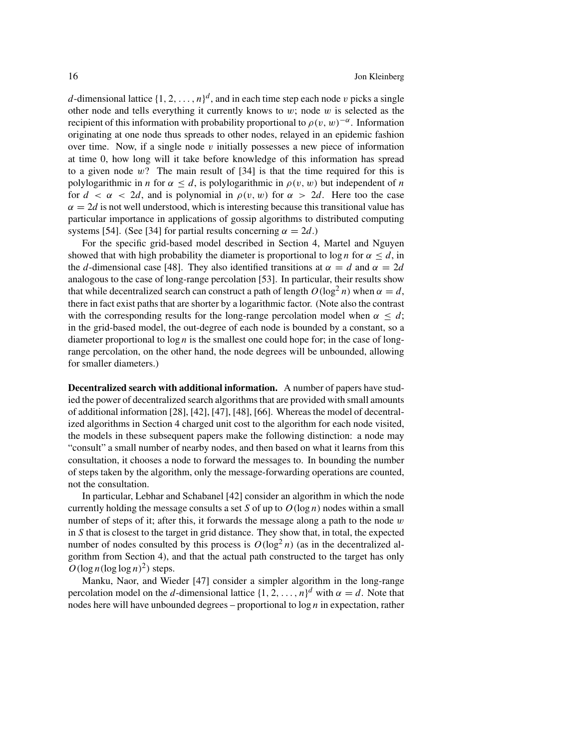$d$-dimensional lattice $\{1, 2, \ldots, n\}^d$, and in each time step each node $v$ picks a single other node and tells everything it currently knows to $w$; node $w$ is selected as the recipient of this information with probability proportional to $\rho(v, w)^{-\alpha}$. Information originating at one node thus spreads to other nodes, relayed in an epidemic fashion over time. Now, if a single node $v$ initially possesses a new piece of information at time 0, how long will it take before knowledge of this information has spread to a given node $w$? The main result of [34] is that the time required for this is polylogarithmic in $n$ for $\alpha \leq d$, is polylogarithmic in $\rho(v, w)$ but independent of $n$ for $d < \alpha < 2d$, and is polynomial in $\rho(v, w)$ for $\alpha > 2d$. Here too the case $\alpha = 2d$ is not well understood, which is interesting because this transitional value has particular importance in applications of gossip algorithms to distributed computing systems [54]. (See [34] for partial results concerning $\alpha = 2d$.)

For the specific grid-based model described in Section 4, Martel and Nguyen showed that with high probability the diameter is proportional to $\log n$ for $\alpha \leq d$, in the $d$-dimensional case [48]. They also identified transitions at $\alpha = d$ and $\alpha = 2d$ analogous to the case of long-range percolation [53]. In particular, their results show that while decentralized search can construct a path of length $O(\log^2 n)$ when $\alpha = d$, there in fact exist paths that are shorter by a logarithmic factor. (Note also the contrast with the corresponding results for the long-range percolation model when $\alpha \leq d$; in the grid-based model, the out-degree of each node is bounded by a constant, so a diameter proportional to $\log n$ is the smallest one could hope for; in the case of long-range percolation, on the other hand, the node degrees will be unbounded, allowing for smaller diameters.)

**Decentralized search with additional information.** A number of papers have studied the power of decentralized search algorithms that are provided with small amounts of additional information [28], [42], [47], [48], [66]. Whereas the model of decentralized algorithms in Section 4 charged unit cost to the algorithm for each node visited, the models in these subsequent papers make the following distinction: a node may "consult" a small number of nearby nodes, and then based on what it learns from this consultation, it chooses a node to forward the messages to. In bounding the number of steps taken by the algorithm, only the message-forwarding operations are counted, not the consultation.

In particular, Lebhar and Schabanel [42] consider an algorithm in which the node currently holding the message consults a set $S$ of up to $O(\log n)$ nodes within a small number of steps of it; after this, it forwards the message along a path to the node $w$ in $S$ that is closest to the target in grid distance. They show that, in total, the expected number of nodes consulted by this process is $O(\log^2 n)$ (as in the decentralized algorithm from Section 4), and that the actual path constructed to the target has only $O(\log n (\log \log n)^2)$ steps.

Manku, Naor, and Wieder [47] consider a simpler algorithm in the long-range percolation model on the $d$-dimensional lattice $\{1, 2, \ldots, n\}^d$ with $\alpha = d$. Note that nodes here will have unbounded degrees – proportional to $\log n$ in expectation, rather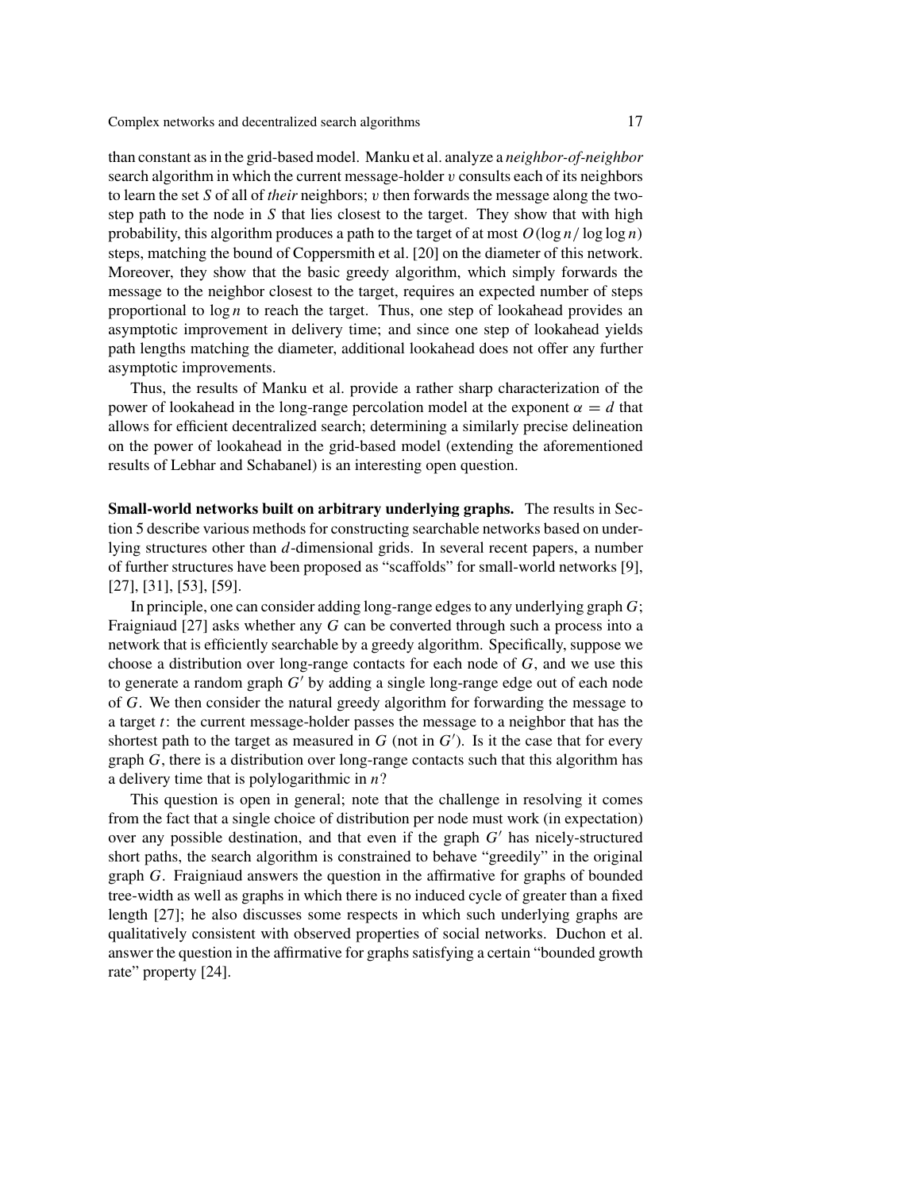than constant as in the grid-based model. Manku et al. analyze a *neighbor-of-neighbor* search algorithm in which the current message-holder $v$ consults each of its neighbors to learn the set $S$ of all of *their* neighbors; $v$ then forwards the message along the two-step path to the node in $S$ that lies closest to the target. They show that with high probability, this algorithm produces a path to the target of at most $O(\log n / \log \log n)$ steps, matching the bound of Coppersmith et al. [20] on the diameter of this network. Moreover, they show that the basic greedy algorithm, which simply forwards the message to the neighbor closest to the target, requires an expected number of steps proportional to $\log n$ to reach the target. Thus, one step of lookahead provides an asymptotic improvement in delivery time; and since one step of lookahead yields path lengths matching the diameter, additional lookahead does not offer any further asymptotic improvements.

Thus, the results of Manku et al. provide a rather sharp characterization of the power of lookahead in the long-range percolation model at the exponent $\alpha = d$ that allows for efficient decentralized search; determining a similarly precise delineation on the power of lookahead in the grid-based model (extending the aforementioned results of Lebhar and Schabanel) is an interesting open question.

**Small-world networks built on arbitrary underlying graphs.** The results in Section 5 describe various methods for constructing searchable networks based on underlying structures other than $d$-dimensional grids. In several recent papers, a number of further structures have been proposed as "scaffolds" for small-world networks [9], [27], [31], [53], [59].

In principle, one can consider adding long-range edges to any underlying graph $G$; Fraigniaud [27] asks whether any $G$ can be converted through such a process into a network that is efficiently searchable by a greedy algorithm. Specifically, suppose we choose a distribution over long-range contacts for each node of $G$, and we use this to generate a random graph $G'$ by adding a single long-range edge out of each node of $G$. We then consider the natural greedy algorithm for forwarding the message to a target $t$: the current message-holder passes the message to a neighbor that has the shortest path to the target as measured in $G$ (not in $G'$). Is it the case that for every graph $G$, there is a distribution over long-range contacts such that this algorithm has a delivery time that is polylogarithmic in $n$?

This question is open in general; note that the challenge in resolving it comes from the fact that a single choice of distribution per node must work (in expectation) over any possible destination, and that even if the graph $G'$ has nicely-structured short paths, the search algorithm is constrained to behave "greedily" in the original graph $G$. Fraigniaud answers the question in the affirmative for graphs of bounded tree-width as well as graphs in which there is no induced cycle of greater than a fixed length [27]; he also discusses some respects in which such underlying graphs are qualitatively consistent with observed properties of social networks. Duchon et al. answer the question in the affirmative for graphs satisfying a certain "bounded growth rate" property [24].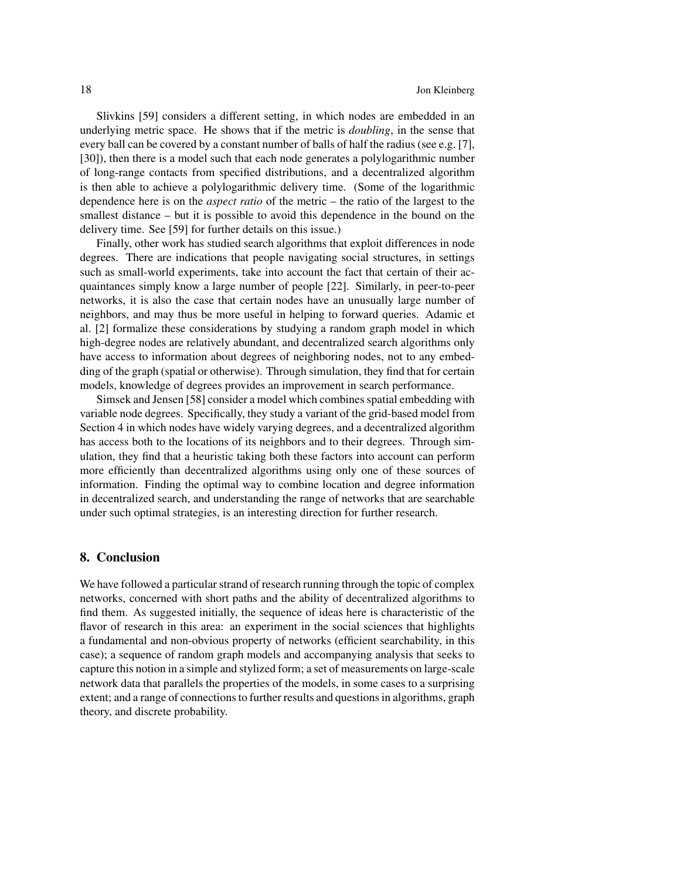Slivkins [59] considers a different setting, in which nodes are embedded in an underlying metric space. He shows that if the metric is *doubling*, in the sense that every ball can be covered by a constant number of balls of half the radius (see e.g. [7], [30]), then there is a model such that each node generates a polylogarithmic number of long-range contacts from specified distributions, and a decentralized algorithm is then able to achieve a polylogarithmic delivery time. (Some of the logarithmic dependence here is on the *aspect ratio* of the metric – the ratio of the largest to the smallest distance – but it is possible to avoid this dependence in the bound on the delivery time. See [59] for further details on this issue.)

Finally, other work has studied search algorithms that exploit differences in node degrees. There are indications that people navigating social structures, in settings such as small-world experiments, take into account the fact that certain of their acquaintances simply know a large number of people [22]. Similarly, in peer-to-peer networks, it is also the case that certain nodes have an unusually large number of neighbors, and may thus be more useful in helping to forward queries. Adamic et al. [2] formalize these considerations by studying a random graph model in which high-degree nodes are relatively abundant, and decentralized search algorithms only have access to information about degrees of neighboring nodes, not to any embedding of the graph (spatial or otherwise). Through simulation, they find that for certain models, knowledge of degrees provides an improvement in search performance.

Simsek and Jensen [58] consider a model which combines spatial embedding with variable node degrees. Specifically, they study a variant of the grid-based model from Section 4 in which nodes have widely varying degrees, and a decentralized algorithm has access both to the locations of its neighbors and to their degrees. Through simulation, they find that a heuristic taking both these factors into account can perform more efficiently than decentralized algorithms using only one of these sources of information. Finding the optimal way to combine location and degree information in decentralized search, and understanding the range of networks that are searchable under such optimal strategies, is an interesting direction for further research.

## 8. Conclusion

We have followed a particular strand of research running through the topic of complex networks, concerned with short paths and the ability of decentralized algorithms to find them. As suggested initially, the sequence of ideas here is characteristic of the flavor of research in this area: an experiment in the social sciences that highlights a fundamental and non-obvious property of networks (efficient searchability, in this case); a sequence of random graph models and accompanying analysis that seeks to capture this notion in a simple and stylized form; a set of measurements on large-scale network data that parallels the properties of the models, in some cases to a surprising extent; and a range of connections to further results and questions in algorithms, graph theory, and discrete probability.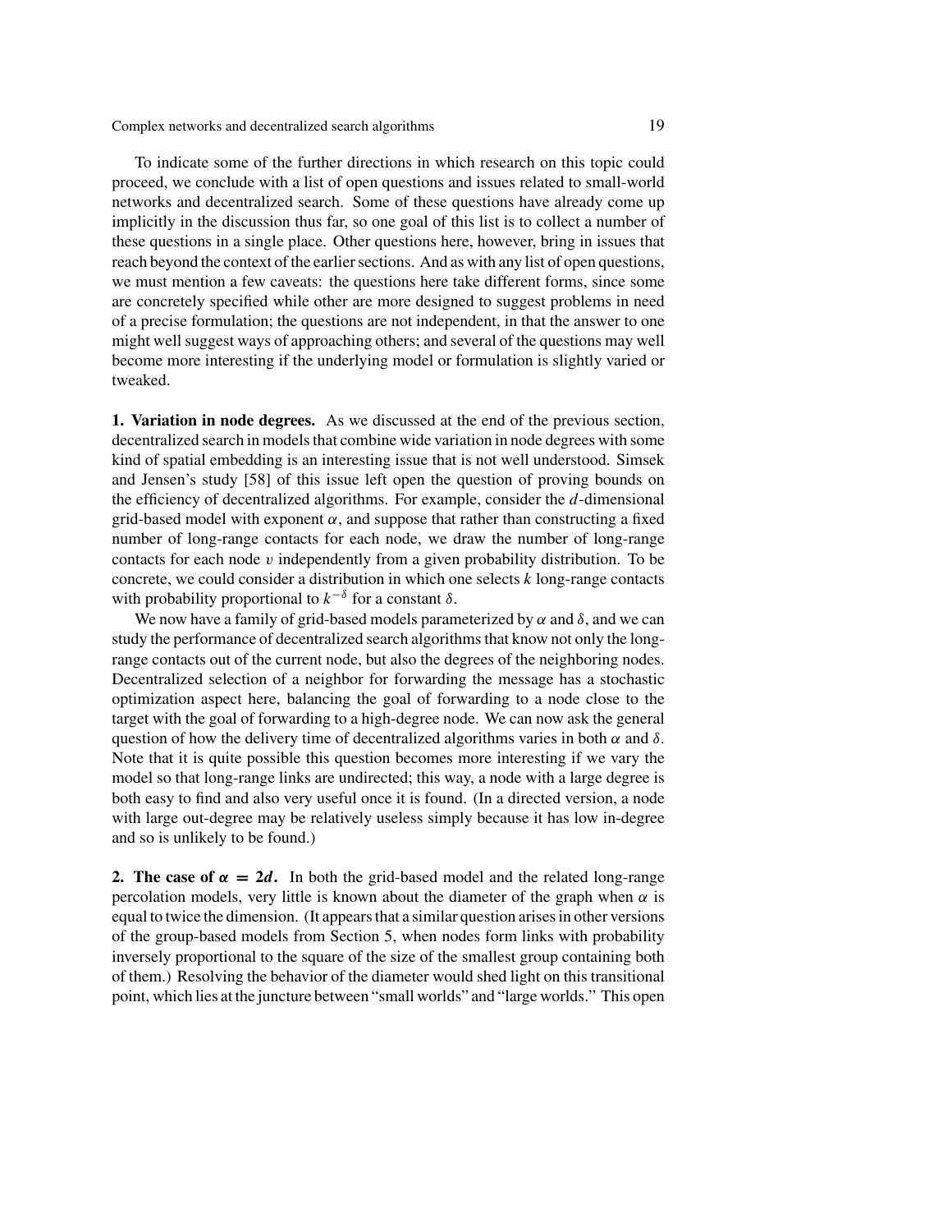To indicate some of the further directions in which research on this topic could proceed, we conclude with a list of open questions and issues related to small-world networks and decentralized search. Some of these questions have already come up implicitly in the discussion thus far, so one goal of this list is to collect a number of these questions in a single place. Other questions here, however, bring in issues that reach beyond the context of the earlier sections. And as with any list of open questions, we must mention a few caveats: the questions here take different forms, since some are concretely specified while other are more designed to suggest problems in need of a precise formulation; the questions are not independent, in that the answer to one might well suggest ways of approaching others; and several of the questions may well become more interesting if the underlying model or formulation is slightly varied or tweaked.

**1. Variation in node degrees.** As we discussed at the end of the previous section, decentralized search in models that combine wide variation in node degrees with some kind of spatial embedding is an interesting issue that is not well understood. Simsek and Jensen's study [58] of this issue left open the question of proving bounds on the efficiency of decentralized algorithms. For example, consider the $d$-dimensional grid-based model with exponent $\alpha$, and suppose that rather than constructing a fixed number of long-range contacts for each node, we draw the number of long-range contacts for each node $v$ independently from a given probability distribution. To be concrete, we could consider a distribution in which one selects $k$ long-range contacts with probability proportional to $k^{-\delta}$ for a constant $\delta$.

We now have a family of grid-based models parameterized by $\alpha$ and $\delta$, and we can study the performance of decentralized search algorithms that know not only the long-range contacts out of the current node, but also the degrees of the neighboring nodes. Decentralized selection of a neighbor for forwarding the message has a stochastic optimization aspect here, balancing the goal of forwarding to a node close to the target with the goal of forwarding to a high-degree node. We can now ask the general question of how the delivery time of decentralized algorithms varies in both $\alpha$ and $\delta$. Note that it is quite possible this question becomes more interesting if we vary the model so that long-range links are undirected; this way, a node with a large degree is both easy to find and also very useful once it is found. (In a directed version, a node with large out-degree may be relatively useless simply because it has low in-degree and so is unlikely to be found.)

**2. The case of $\alpha = 2d$.** In both the grid-based model and the related long-range percolation models, very little is known about the diameter of the graph when $\alpha$ is equal to twice the dimension. (It appears that a similar question arises in other versions of the group-based models from Section 5, when nodes form links with probability inversely proportional to the square of the size of the smallest group containing both of them.) Resolving the behavior of the diameter would shed light on this transitional point, which lies at the juncture between "small worlds" and "large worlds." This open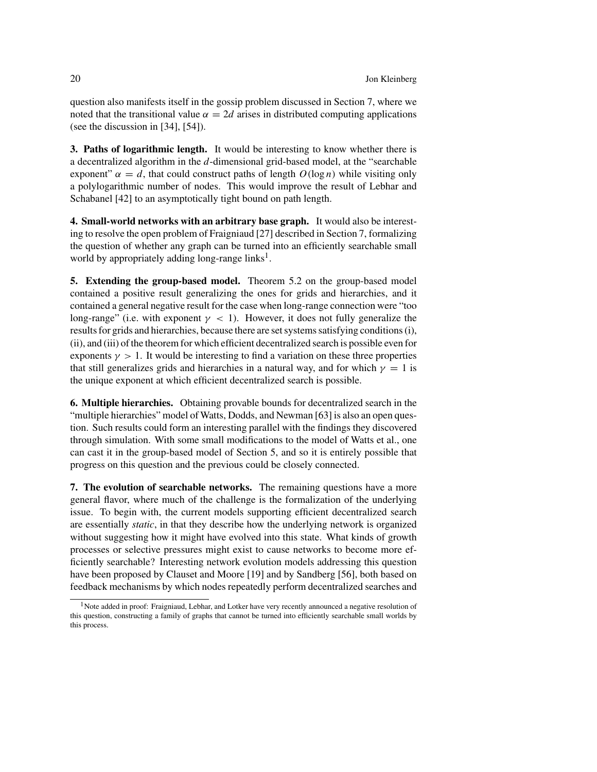question also manifests itself in the gossip problem discussed in Section 7, where we noted that the transitional value $\alpha = 2d$ arises in distributed computing applications (see the discussion in [34], [54]).

**3. Paths of logarithmic length.** It would be interesting to know whether there is a decentralized algorithm in the $d$-dimensional grid-based model, at the "searchable exponent" $\alpha = d$, that could construct paths of length $O(\log n)$ while visiting only a polylogarithmic number of nodes. This would improve the result of Lebhar and Schabanel [42] to an asymptotically tight bound on path length.

**4. Small-world networks with an arbitrary base graph.** It would also be interesting to resolve the open problem of Fraigniaud [27] described in Section 7, formalizing the question of whether any graph can be turned into an efficiently searchable small world by appropriately adding long-range links[1].

**5. Extending the group-based model.** Theorem 5.2 on the group-based model contained a positive result generalizing the ones for grids and hierarchies, and it contained a general negative result for the case when long-range connection were "too long-range" (i.e. with exponent $\gamma < 1$). However, it does not fully generalize the results for grids and hierarchies, because there are set systems satisfying conditions (i), (ii), and (iii) of the theorem for which efficient decentralized search is possible even for exponents $\gamma > 1$. It would be interesting to find a variation on these three properties that still generalizes grids and hierarchies in a natural way, and for which $\gamma = 1$ is the unique exponent at which efficient decentralized search is possible.

**6. Multiple hierarchies.** Obtaining provable bounds for decentralized search in the "multiple hierarchies" model of Watts, Dodds, and Newman [63] is also an open question. Such results could form an interesting parallel with the findings they discovered through simulation. With some small modifications to the model of Watts et al., one can cast it in the group-based model of Section 5, and so it is entirely possible that progress on this question and the previous could be closely connected.

**7. The evolution of searchable networks.** The remaining questions have a more general flavor, where much of the challenge is the formalization of the underlying issue. To begin with, the current models supporting efficient decentralized search are essentially *static*, in that they describe how the underlying network is organized without suggesting how it might have evolved into this state. What kinds of growth processes or selective pressures might exist to cause networks to become more efficiently searchable? Interesting network evolution models addressing this question have been proposed by Clauset and Moore [19] and by Sandberg [56], both based on feedback mechanisms by which nodes repeatedly perform decentralized searches and

---

[1] Note added in proof: Fraigniaud, Lebhar, and Lotker have very recently announced a negative resolution of this question, constructing a family of graphs that cannot be turned into efficiently searchable small worlds by this process.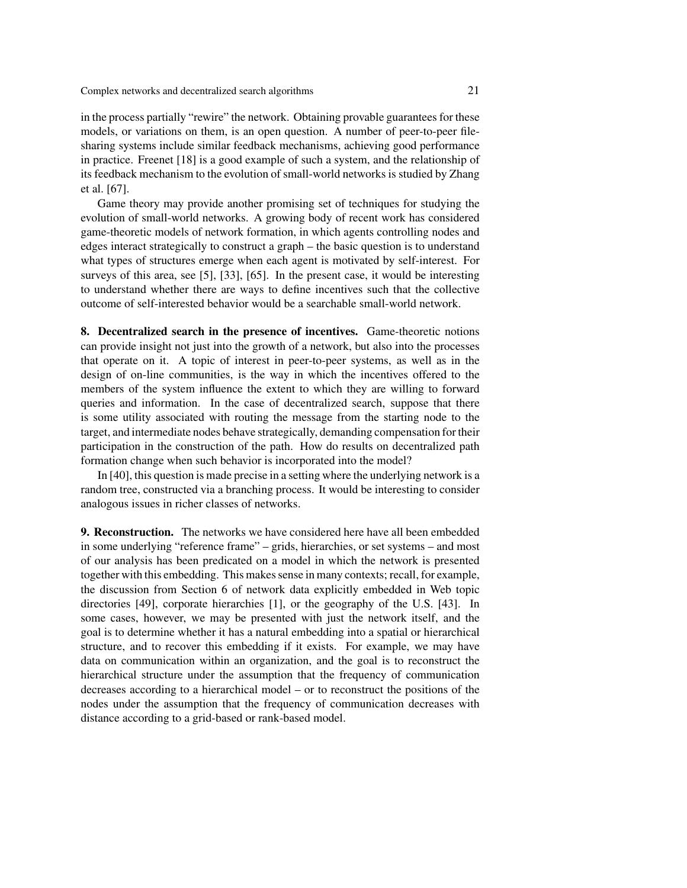in the process partially "rewire" the network. Obtaining provable guarantees for these models, or variations on them, is an open question. A number of peer-to-peer file-sharing systems include similar feedback mechanisms, achieving good performance in practice. Freenet [18] is a good example of such a system, and the relationship of its feedback mechanism to the evolution of small-world networks is studied by Zhang et al. [67].

Game theory may provide another promising set of techniques for studying the evolution of small-world networks. A growing body of recent work has considered game-theoretic models of network formation, in which agents controlling nodes and edges interact strategically to construct a graph – the basic question is to understand what types of structures emerge when each agent is motivated by self-interest. For surveys of this area, see [5], [33], [65]. In the present case, it would be interesting to understand whether there are ways to define incentives such that the collective outcome of self-interested behavior would be a searchable small-world network.

**8. Decentralized search in the presence of incentives.** Game-theoretic notions can provide insight not just into the growth of a network, but also into the processes that operate on it. A topic of interest in peer-to-peer systems, as well as in the design of on-line communities, is the way in which the incentives offered to the members of the system influence the extent to which they are willing to forward queries and information. In the case of decentralized search, suppose that there is some utility associated with routing the message from the starting node to the target, and intermediate nodes behave strategically, demanding compensation for their participation in the construction of the path. How do results on decentralized path formation change when such behavior is incorporated into the model?

In [40], this question is made precise in a setting where the underlying network is a random tree, constructed via a branching process. It would be interesting to consider analogous issues in richer classes of networks.

**9. Reconstruction.** The networks we have considered here have all been embedded in some underlying "reference frame" – grids, hierarchies, or set systems – and most of our analysis has been predicated on a model in which the network is presented together with this embedding. This makes sense in many contexts; recall, for example, the discussion from Section 6 of network data explicitly embedded in Web topic directories [49], corporate hierarchies [1], or the geography of the U.S. [43]. In some cases, however, we may be presented with just the network itself, and the goal is to determine whether it has a natural embedding into a spatial or hierarchical structure, and to recover this embedding if it exists. For example, we may have data on communication within an organization, and the goal is to reconstruct the hierarchical structure under the assumption that the frequency of communication decreases according to a hierarchical model – or to reconstruct the positions of the nodes under the assumption that the frequency of communication decreases with distance according to a grid-based or rank-based model.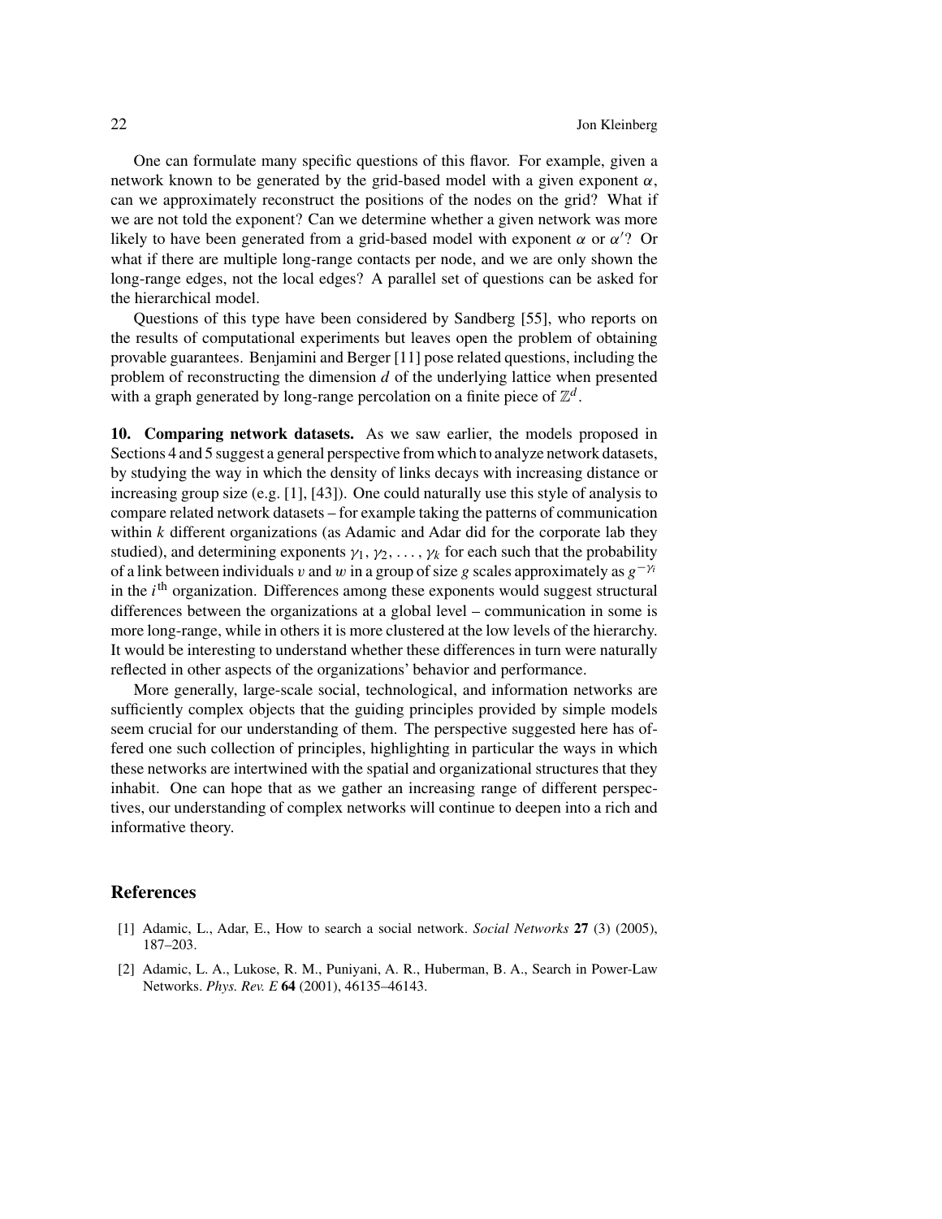One can formulate many specific questions of this flavor. For example, given a network known to be generated by the grid-based model with a given exponent $\alpha$, can we approximately reconstruct the positions of the nodes on the grid? What if we are not told the exponent? Can we determine whether a given network was more likely to have been generated from a grid-based model with exponent $\alpha$ or $\alpha'$? Or what if there are multiple long-range contacts per node, and we are only shown the long-range edges, not the local edges? A parallel set of questions can be asked for the hierarchical model.

Questions of this type have been considered by Sandberg [55], who reports on the results of computational experiments but leaves open the problem of obtaining provable guarantees. Benjamini and Berger [11] pose related questions, including the problem of reconstructing the dimension $d$ of the underlying lattice when presented with a graph generated by long-range percolation on a finite piece of $\mathbb{Z}^d$.

**10. Comparing network datasets.** As we saw earlier, the models proposed in Sections 4 and 5 suggest a general perspective from which to analyze network datasets, by studying the way in which the density of links decays with increasing distance or increasing group size (e.g. [1], [43]). One could naturally use this style of analysis to compare related network datasets – for example taking the patterns of communication within $k$ different organizations (as Adamic and Adar did for the corporate lab they studied), and determining exponents $\gamma_1, \gamma_2, \ldots, \gamma_k$ for each such that the probability of a link between individuals $v$ and $w$ in a group of size $g$ scales approximately as $g^{-\gamma_i}$ in the $i^{\text{th}}$ organization. Differences among these exponents would suggest structural differences between the organizations at a global level – communication in some is more long-range, while in others it is more clustered at the low levels of the hierarchy. It would be interesting to understand whether these differences in turn were naturally reflected in other aspects of the organizations' behavior and performance.

More generally, large-scale social, technological, and information networks are sufficiently complex objects that the guiding principles provided by simple models seem crucial for our understanding of them. The perspective suggested here has offered one such collection of principles, highlighting in particular the ways in which these networks are intertwined with the spatial and organizational structures that they inhabit. One can hope that as we gather an increasing range of different perspectives, our understanding of complex networks will continue to deepen into a rich and informative theory.

## References

[1] Adamic, L., Adar, E., How to search a social network. *Social Networks* **27** (3) (2005), 187–203.

[2] Adamic, L. A., Lukose, R. M., Puniyani, A. R., Huberman, B. A., Search in Power-Law Networks. *Phys. Rev. E* **64** (2001), 46135–46143.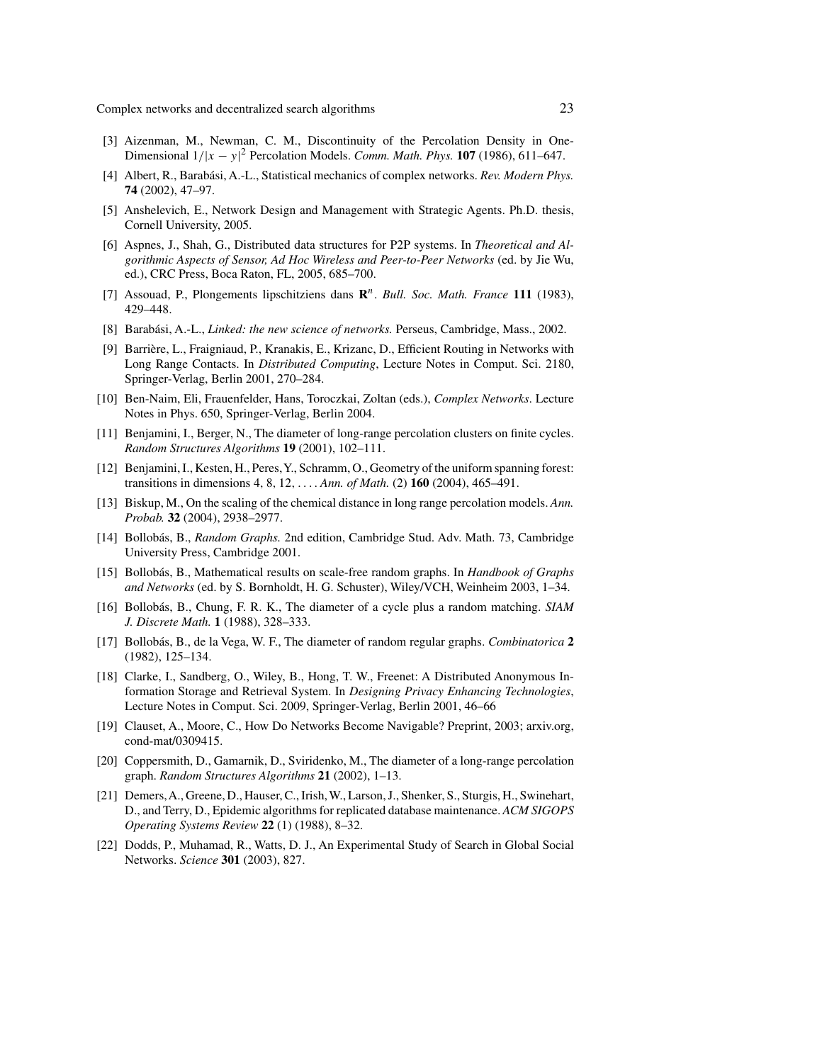[3] Aizenman, M., Newman, C. M., Discontinuity of the Percolation Density in One-Dimensional $1/|x-y|^2$ Percolation Models. *Comm. Math. Phys.* **107** (1986), 611–647.

[4] Albert, R., Barabási, A.-L., Statistical mechanics of complex networks. *Rev. Modern Phys.* **74** (2002), 47–97.

[5] Anshelevich, E., Network Design and Management with Strategic Agents. Ph.D. thesis, Cornell University, 2005.

[6] Aspnes, J., Shah, G., Distributed data structures for P2P systems. In *Theoretical and Algorithmic Aspects of Sensor, Ad Hoc Wireless and Peer-to-Peer Networks* (ed. by Jie Wu, ed.), CRC Press, Boca Raton, FL, 2005, 685–700.

[7] Assouad, P., Plongements lipschitziens dans $\mathbf{R}^n$. *Bull. Soc. Math. France* **111** (1983), 429–448.

[8] Barabási, A.-L., *Linked: the new science of networks.* Perseus, Cambridge, Mass., 2002.

[9] Barrière, L., Fraigniaud, P., Kranakis, E., Krizanc, D., Efficient Routing in Networks with Long Range Contacts. In *Distributed Computing*, Lecture Notes in Comput. Sci. 2180, Springer-Verlag, Berlin 2001, 270–284.

[10] Ben-Naim, Eli, Frauenfelder, Hans, Toroczkai, Zoltan (eds.), *Complex Networks*. Lecture Notes in Phys. 650, Springer-Verlag, Berlin 2004.

[11] Benjamini, I., Berger, N., The diameter of long-range percolation clusters on finite cycles. *Random Structures Algorithms* **19** (2001), 102–111.

[12] Benjamini, I., Kesten, H., Peres, Y., Schramm, O., Geometry of the uniform spanning forest: transitions in dimensions 4, 8, 12, .... *Ann. of Math.* (2) **160** (2004), 465–491.

[13] Biskup, M., On the scaling of the chemical distance in long range percolation models. *Ann. Probab.* **32** (2004), 2938–2977.

[14] Bollobás, B., *Random Graphs.* 2nd edition, Cambridge Stud. Adv. Math. 73, Cambridge University Press, Cambridge 2001.

[15] Bollobás, B., Mathematical results on scale-free random graphs. In *Handbook of Graphs and Networks* (ed. by S. Bornholdt, H. G. Schuster), Wiley/VCH, Weinheim 2003, 1–34.

[16] Bollobás, B., Chung, F. R. K., The diameter of a cycle plus a random matching. *SIAM J. Discrete Math.* **1** (1988), 328–333.

[17] Bollobás, B., de la Vega, W. F., The diameter of random regular graphs. *Combinatorica* **2** (1982), 125–134.

[18] Clarke, I., Sandberg, O., Wiley, B., Hong, T. W., Freenet: A Distributed Anonymous Information Storage and Retrieval System. In *Designing Privacy Enhancing Technologies*, Lecture Notes in Comput. Sci. 2009, Springer-Verlag, Berlin 2001, 46–66

[19] Clauset, A., Moore, C., How Do Networks Become Navigable? Preprint, 2003; arxiv.org, cond-mat/0309415.

[20] Coppersmith, D., Gamarnik, D., Sviridenko, M., The diameter of a long-range percolation graph. *Random Structures Algorithms* **21** (2002), 1–13.

[21] Demers, A., Greene, D., Hauser, C., Irish, W., Larson, J., Shenker, S., Sturgis, H., Swinehart, D., and Terry, D., Epidemic algorithms for replicated database maintenance. *ACM SIGOPS Operating Systems Review* **22** (1) (1988), 8–32.

[22] Dodds, P., Muhamad, R., Watts, D. J., An Experimental Study of Search in Global Social Networks. *Science* **301** (2003), 827.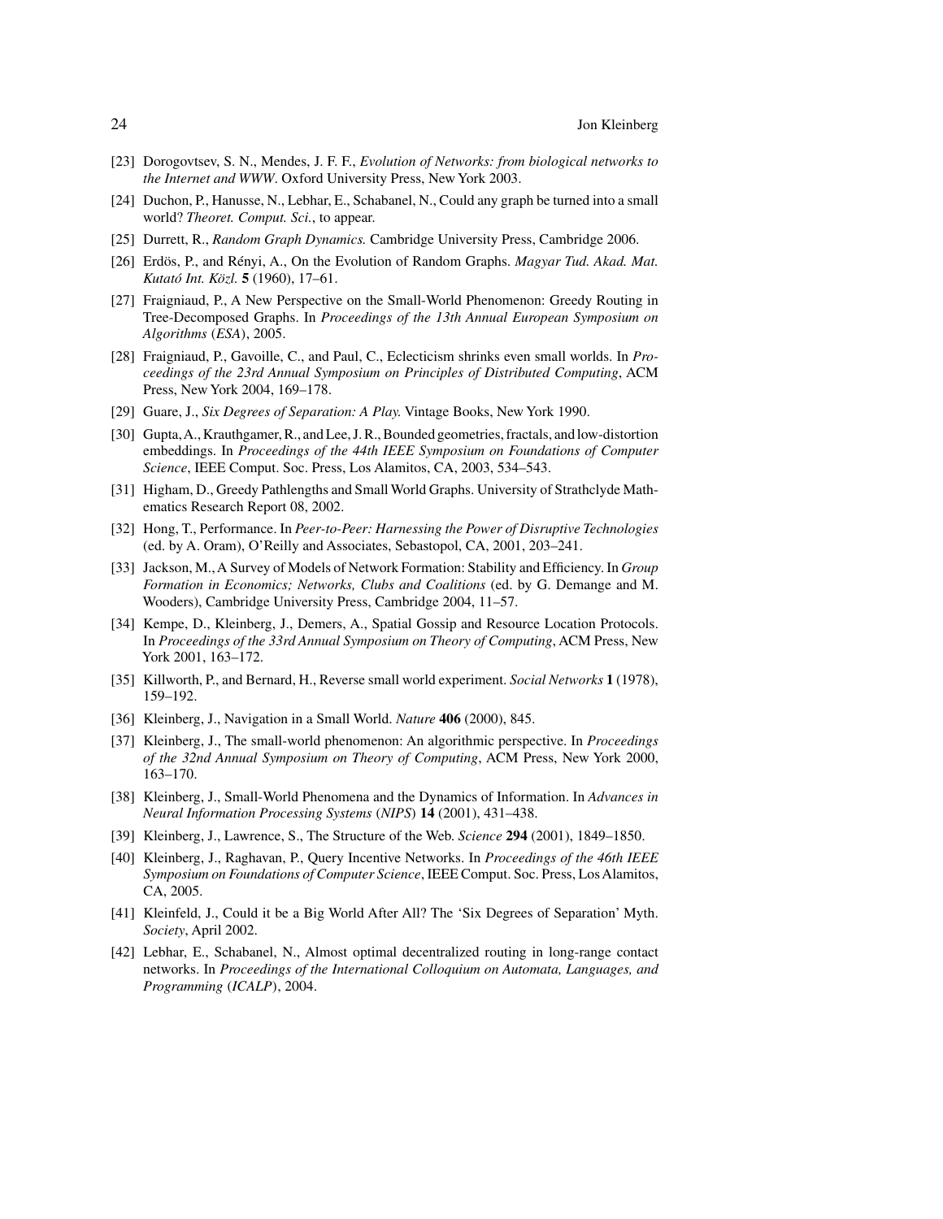[23] Dorogovtsev, S. N., Mendes, J. F. F., *Evolution of Networks: from biological networks to the Internet and WWW*. Oxford University Press, New York 2003.

[24] Duchon, P., Hanusse, N., Lebhar, E., Schabanel, N., Could any graph be turned into a small world? *Theoret. Comput. Sci.*, to appear.

[25] Durrett, R., *Random Graph Dynamics.* Cambridge University Press, Cambridge 2006.

[26] Erdös, P., and Rényi, A., On the Evolution of Random Graphs. *Magyar Tud. Akad. Mat. Kutató Int. Közl.* **5** (1960), 17–61.

[27] Fraigniaud, P., A New Perspective on the Small-World Phenomenon: Greedy Routing in Tree-Decomposed Graphs. In *Proceedings of the 13th Annual European Symposium on Algorithms* (*ESA*), 2005.

[28] Fraigniaud, P., Gavoille, C., and Paul, C., Eclecticism shrinks even small worlds. In *Proceedings of the 23rd Annual Symposium on Principles of Distributed Computing*, ACM Press, New York 2004, 169–178.

[29] Guare, J., *Six Degrees of Separation: A Play.* Vintage Books, New York 1990.

[30] Gupta, A., Krauthgamer, R., and Lee, J. R., Bounded geometries, fractals, and low-distortion embeddings. In *Proceedings of the 44th IEEE Symposium on Foundations of Computer Science*, IEEE Comput. Soc. Press, Los Alamitos, CA, 2003, 534–543.

[31] Higham, D., Greedy Pathlengths and Small World Graphs. University of Strathclyde Mathematics Research Report 08, 2002.

[32] Hong, T., Performance. In *Peer-to-Peer: Harnessing the Power of Disruptive Technologies* (ed. by A. Oram), O'Reilly and Associates, Sebastopol, CA, 2001, 203–241.

[33] Jackson, M., A Survey of Models of Network Formation: Stability and Efficiency. In *Group Formation in Economics; Networks, Clubs and Coalitions* (ed. by G. Demange and M. Wooders), Cambridge University Press, Cambridge 2004, 11–57.

[34] Kempe, D., Kleinberg, J., Demers, A., Spatial Gossip and Resource Location Protocols. In *Proceedings of the 33rd Annual Symposium on Theory of Computing*, ACM Press, New York 2001, 163–172.

[35] Killworth, P., and Bernard, H., Reverse small world experiment. *Social Networks* **1** (1978), 159–192.

[36] Kleinberg, J., Navigation in a Small World. *Nature* **406** (2000), 845.

[37] Kleinberg, J., The small-world phenomenon: An algorithmic perspective. In *Proceedings of the 32nd Annual Symposium on Theory of Computing*, ACM Press, New York 2000, 163–170.

[38] Kleinberg, J., Small-World Phenomena and the Dynamics of Information. In *Advances in Neural Information Processing Systems* (*NIPS*) **14** (2001), 431–438.

[39] Kleinberg, J., Lawrence, S., The Structure of the Web. *Science* **294** (2001), 1849–1850.

[40] Kleinberg, J., Raghavan, P., Query Incentive Networks. In *Proceedings of the 46th IEEE Symposium on Foundations of Computer Science*, IEEE Comput. Soc. Press, Los Alamitos, CA, 2005.

[41] Kleinfeld, J., Could it be a Big World After All? The 'Six Degrees of Separation' Myth. *Society*, April 2002.

[42] Lebhar, E., Schabanel, N., Almost optimal decentralized routing in long-range contact networks. In *Proceedings of the International Colloquium on Automata, Languages, and Programming* (*ICALP*), 2004.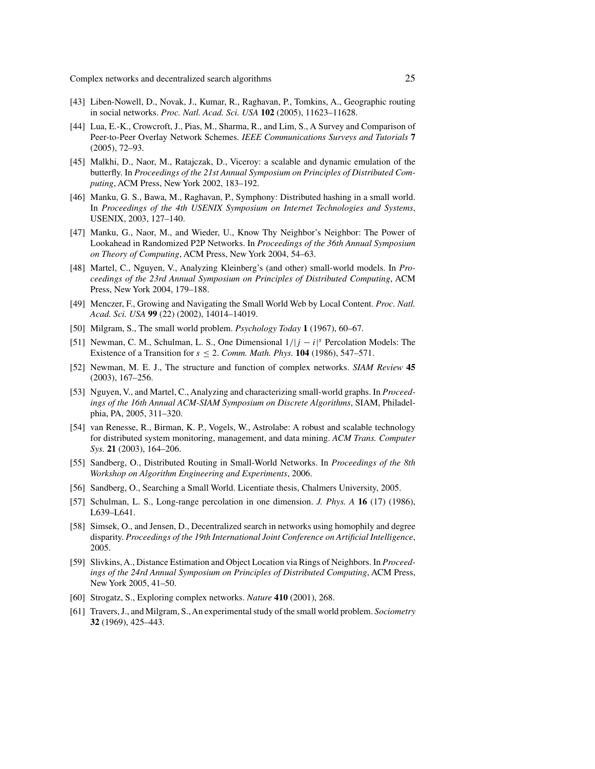[43] Liben-Nowell, D., Novak, J., Kumar, R., Raghavan, P., Tomkins, A., Geographic routing in social networks. *Proc. Natl. Acad. Sci. USA* **102** (2005), 11623–11628.

[44] Lua, E.-K., Crowcroft, J., Pias, M., Sharma, R., and Lim, S., A Survey and Comparison of Peer-to-Peer Overlay Network Schemes. *IEEE Communications Surveys and Tutorials* **7** (2005), 72–93.

[45] Malkhi, D., Naor, M., Ratajczak, D., Viceroy: a scalable and dynamic emulation of the butterfly. In *Proceedings of the 21st Annual Symposium on Principles of Distributed Computing*, ACM Press, New York 2002, 183–192.

[46] Manku, G. S., Bawa, M., Raghavan, P., Symphony: Distributed hashing in a small world. In *Proceedings of the 4th USENIX Symposium on Internet Technologies and Systems*, USENIX, 2003, 127–140.

[47] Manku, G., Naor, M., and Wieder, U., Know Thy Neighbor's Neighbor: The Power of Lookahead in Randomized P2P Networks. In *Proceedings of the 36th Annual Symposium on Theory of Computing*, ACM Press, New York 2004, 54–63.

[48] Martel, C., Nguyen, V., Analyzing Kleinberg's (and other) small-world models. In *Proceedings of the 23rd Annual Symposium on Principles of Distributed Computing*, ACM Press, New York 2004, 179–188.

[49] Menczer, F., Growing and Navigating the Small World Web by Local Content. *Proc. Natl. Acad. Sci. USA* **99** (22) (2002), 14014–14019.

[50] Milgram, S., The small world problem. *Psychology Today* **1** (1967), 60–67.

[51] Newman, C. M., Schulman, L. S., One Dimensional $1/|j-i|^s$ Percolation Models: The Existence of a Transition for $s \leq 2$. *Comm. Math. Phys.* **104** (1986), 547–571.

[52] Newman, M. E. J., The structure and function of complex networks. *SIAM Review* **45** (2003), 167–256.

[53] Nguyen, V., and Martel, C., Analyzing and characterizing small-world graphs. In *Proceedings of the 16th Annual ACM-SIAM Symposium on Discrete Algorithms*, SIAM, Philadelphia, PA, 2005, 311–320.

[54] van Renesse, R., Birman, K. P., Vogels, W., Astrolabe: A robust and scalable technology for distributed system monitoring, management, and data mining. *ACM Trans. Computer Sys.* **21** (2003), 164–206.

[55] Sandberg, O., Distributed Routing in Small-World Networks. In *Proceedings of the 8th Workshop on Algorithm Engineering and Experiments*, 2006.

[56] Sandberg, O., Searching a Small World. Licentiate thesis, Chalmers University, 2005.

[57] Schulman, L. S., Long-range percolation in one dimension. *J. Phys. A* **16** (17) (1986), L639–L641.

[58] Simsek, O., and Jensen, D., Decentralized search in networks using homophily and degree disparity. *Proceedings of the 19th International Joint Conference on Artificial Intelligence*, 2005.

[59] Slivkins, A., Distance Estimation and Object Location via Rings of Neighbors. In *Proceedings of the 24rd Annual Symposium on Principles of Distributed Computing*, ACM Press, New York 2005, 41–50.

[60] Strogatz, S., Exploring complex networks. *Nature* **410** (2001), 268.

[61] Travers, J., and Milgram, S., An experimental study of the small world problem. *Sociometry* **32** (1969), 425–443.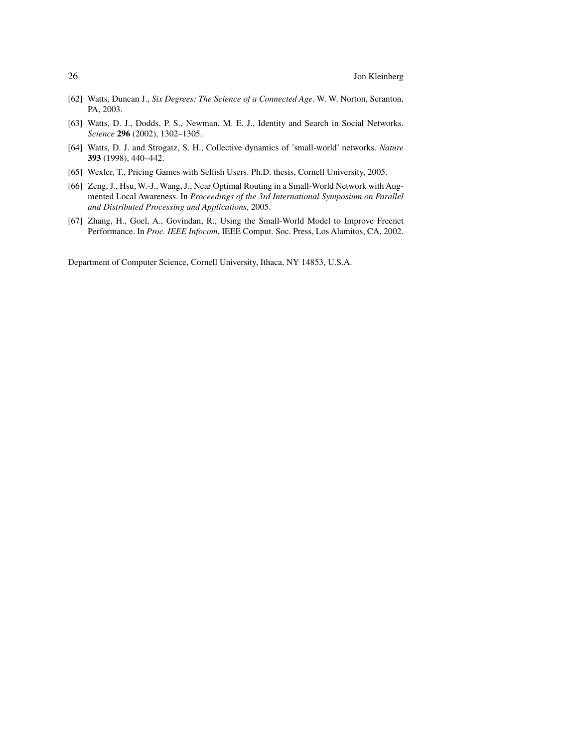[62] Watts, Duncan J., *Six Degrees: The Science of a Connected Age*. W. W. Norton, Scranton, PA, 2003.

[63] Watts, D. J., Dodds, P. S., Newman, M. E. J., Identity and Search in Social Networks. *Science* **296** (2002), 1302–1305.

[64] Watts, D. J. and Strogatz, S. H., Collective dynamics of 'small-world' networks. *Nature* **393** (1998), 440–442.

[65] Wexler, T., Pricing Games with Selfish Users. Ph.D. thesis, Cornell University, 2005.

[66] Zeng, J., Hsu, W.-J., Wang, J., Near Optimal Routing in a Small-World Network with Augmented Local Awareness. In *Proceedings of the 3rd International Symposium on Parallel and Distributed Processing and Applications*, 2005.

[67] Zhang, H., Goel, A., Govindan, R., Using the Small-World Model to Improve Freenet Performance. In *Proc. IEEE Infocom*, IEEE Comput. Soc. Press, Los Alamitos, CA, 2002.

Department of Computer Science, Cornell University, Ithaca, NY 14853, U.S.A.